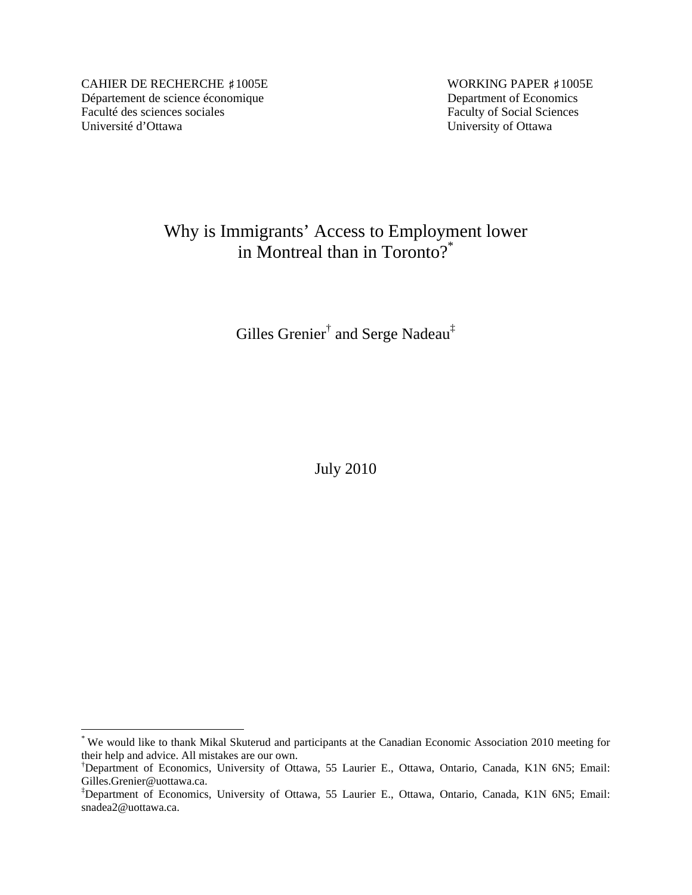CAHIER DE RECHERCHE ♯1005E
Département de science économique
Faculté des sciences sociales
Université d'Ottawa

WORKING PAPER ♯1005E
Department of Economics
Faculty of Social Sciences
University of Ottawa

# Why is Immigrants' Access to Employment lower in Montreal than in Toronto?[*]

Gilles Grenier[†] and Serge Nadeau[‡]

July 2010

---

[*] We would like to thank Mikal Skuterud and participants at the Canadian Economic Association 2010 meeting for their help and advice. All mistakes are our own.

[†] Department of Economics, University of Ottawa, 55 Laurier E., Ottawa, Ontario, Canada, K1N 6N5; Email: Gilles.Grenier@uottawa.ca.

[‡] Department of Economics, University of Ottawa, 55 Laurier E., Ottawa, Ontario, Canada, K1N 6N5; Email: snadea2@uottawa.ca.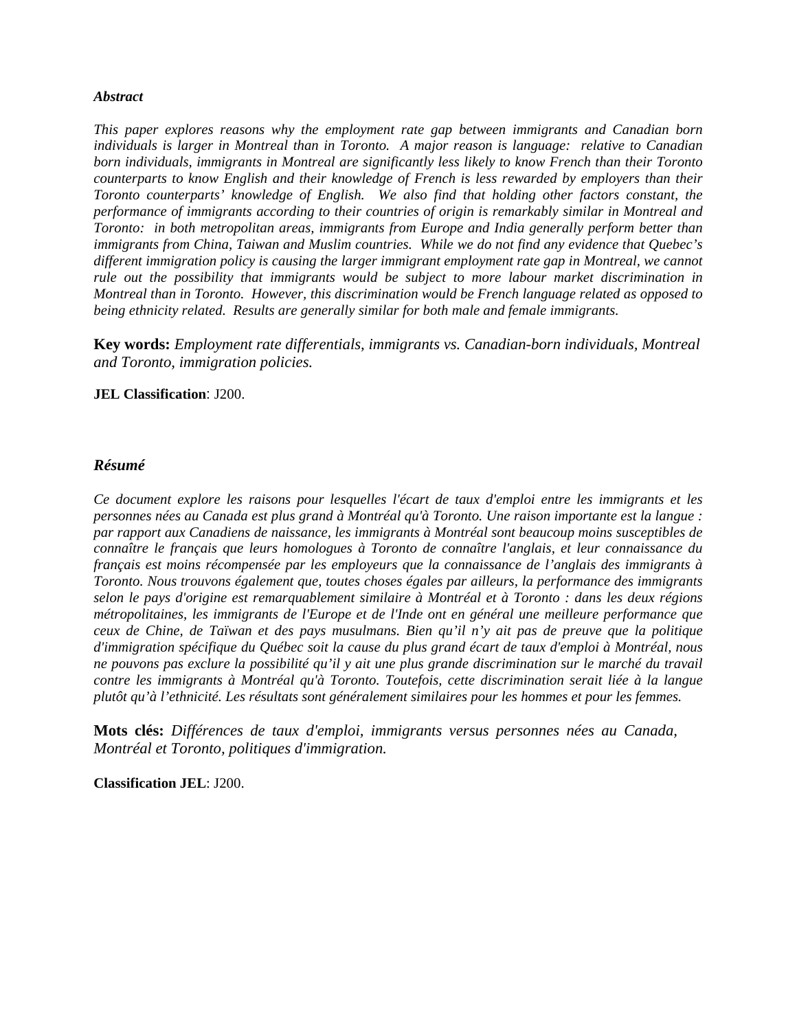### *Abstract*

*This paper explores reasons why the employment rate gap between immigrants and Canadian born individuals is larger in Montreal than in Toronto. A major reason is language: relative to Canadian born individuals, immigrants in Montreal are significantly less likely to know French than their Toronto counterparts to know English and their knowledge of French is less rewarded by employers than their Toronto counterparts' knowledge of English. We also find that holding other factors constant, the performance of immigrants according to their countries of origin is remarkably similar in Montreal and Toronto: in both metropolitan areas, immigrants from Europe and India generally perform better than immigrants from China, Taiwan and Muslim countries. While we do not find any evidence that Quebec's different immigration policy is causing the larger immigrant employment rate gap in Montreal, we cannot rule out the possibility that immigrants would be subject to more labour market discrimination in Montreal than in Toronto. However, this discrimination would be French language related as opposed to being ethnicity related. Results are generally similar for both male and female immigrants.*

**Key words:** *Employment rate differentials, immigrants vs. Canadian-born individuals, Montreal and Toronto, immigration policies.*

**JEL Classification**: J200.

### *Résumé*

*Ce document explore les raisons pour lesquelles l'écart de taux d'emploi entre les immigrants et les personnes nées au Canada est plus grand à Montréal qu'à Toronto. Une raison importante est la langue : par rapport aux Canadiens de naissance, les immigrants à Montréal sont beaucoup moins susceptibles de connaître le français que leurs homologues à Toronto de connaître l'anglais, et leur connaissance du français est moins récompensée par les employeurs que la connaissance de l'anglais des immigrants à Toronto. Nous trouvons également que, toutes choses égales par ailleurs, la performance des immigrants selon le pays d'origine est remarquablement similaire à Montréal et à Toronto : dans les deux régions métropolitaines, les immigrants de l'Europe et de l'Inde ont en général une meilleure performance que ceux de Chine, de Taïwan et des pays musulmans. Bien qu'il n'y ait pas de preuve que la politique d'immigration spécifique du Québec soit la cause du plus grand écart de taux d'emploi à Montréal, nous ne pouvons pas exclure la possibilité qu'il y ait une plus grande discrimination sur le marché du travail contre les immigrants à Montréal qu'à Toronto. Toutefois, cette discrimination serait liée à la langue plutôt qu'à l'ethnicité. Les résultats sont généralement similaires pour les hommes et pour les femmes.*

**Mots clés:** *Différences de taux d'emploi, immigrants versus personnes nées au Canada, Montréal et Toronto, politiques d'immigration.*

**Classification JEL**: J200.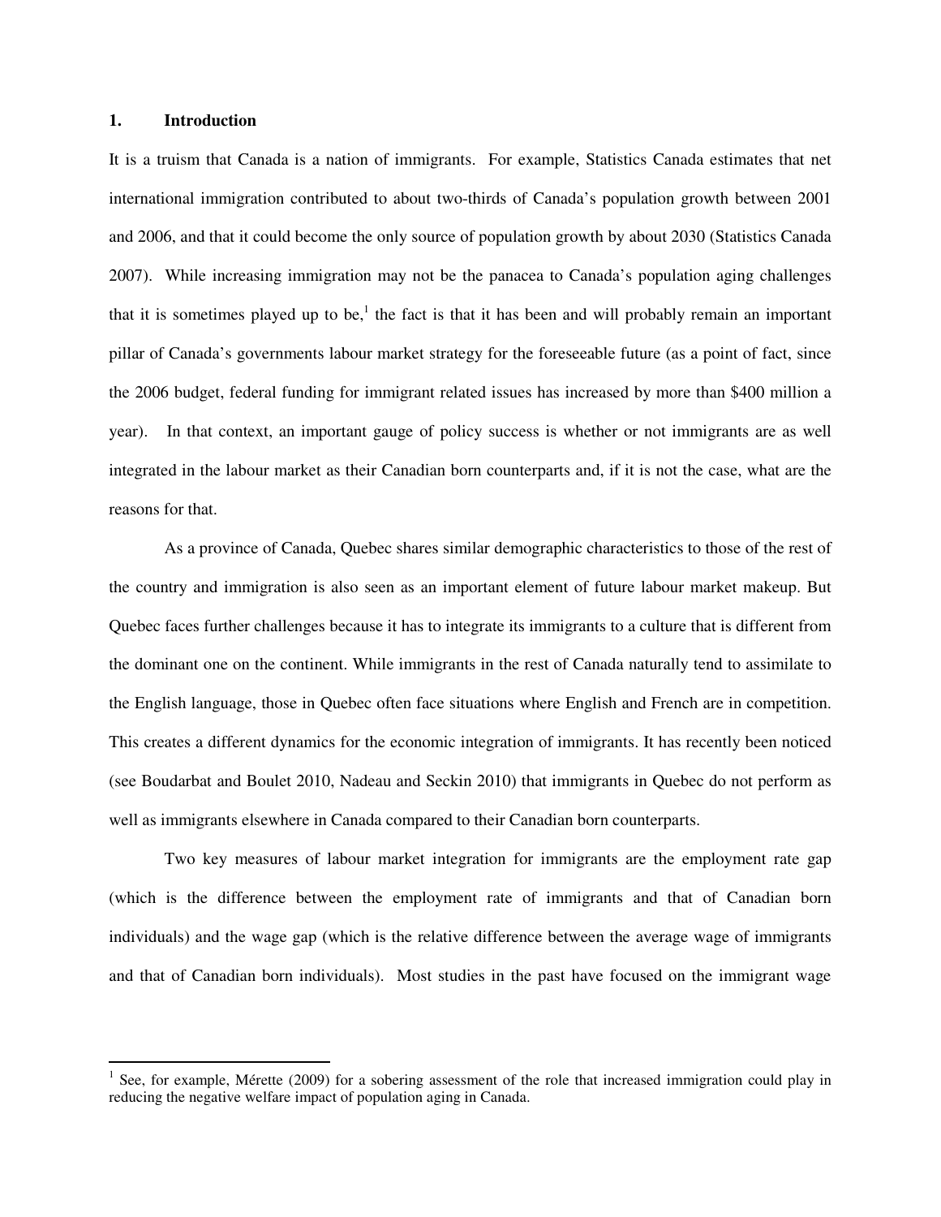## 1. Introduction

It is a truism that Canada is a nation of immigrants. For example, Statistics Canada estimates that net international immigration contributed to about two-thirds of Canada's population growth between 2001 and 2006, and that it could become the only source of population growth by about 2030 (Statistics Canada 2007). While increasing immigration may not be the panacea to Canada's population aging challenges that it is sometimes played up to be,[1] the fact is that it has been and will probably remain an important pillar of Canada's governments labour market strategy for the foreseeable future (as a point of fact, since the 2006 budget, federal funding for immigrant related issues has increased by more than $400 million a year). In that context, an important gauge of policy success is whether or not immigrants are as well integrated in the labour market as their Canadian born counterparts and, if it is not the case, what are the reasons for that.

As a province of Canada, Quebec shares similar demographic characteristics to those of the rest of the country and immigration is also seen as an important element of future labour market makeup. But Quebec faces further challenges because it has to integrate its immigrants to a culture that is different from the dominant one on the continent. While immigrants in the rest of Canada naturally tend to assimilate to the English language, those in Quebec often face situations where English and French are in competition. This creates a different dynamics for the economic integration of immigrants. It has recently been noticed (see Boudarbat and Boulet 2010, Nadeau and Seckin 2010) that immigrants in Quebec do not perform as well as immigrants elsewhere in Canada compared to their Canadian born counterparts.

Two key measures of labour market integration for immigrants are the employment rate gap (which is the difference between the employment rate of immigrants and that of Canadian born individuals) and the wage gap (which is the relative difference between the average wage of immigrants and that of Canadian born individuals). Most studies in the past have focused on the immigrant wage

[1] See, for example, Mérette (2009) for a sobering assessment of the role that increased immigration could play in reducing the negative welfare impact of population aging in Canada.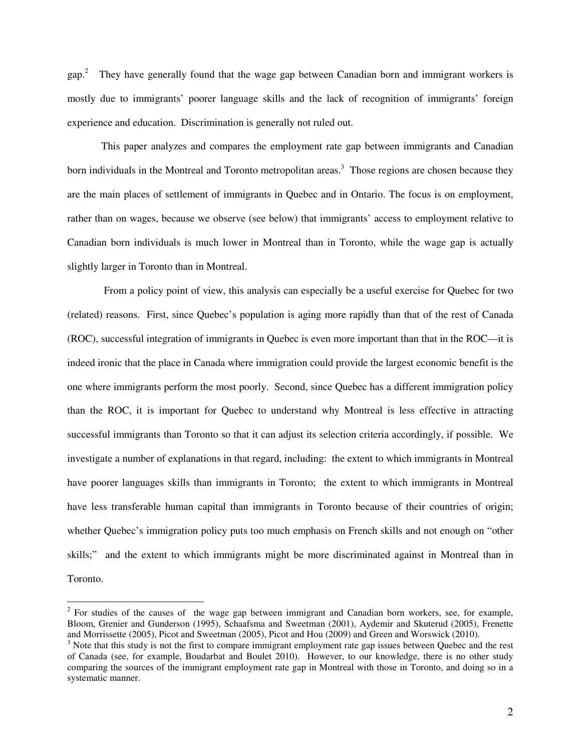gap.[2] They have generally found that the wage gap between Canadian born and immigrant workers is mostly due to immigrants' poorer language skills and the lack of recognition of immigrants' foreign experience and education. Discrimination is generally not ruled out.

This paper analyzes and compares the employment rate gap between immigrants and Canadian born individuals in the Montreal and Toronto metropolitan areas.[3] Those regions are chosen because they are the main places of settlement of immigrants in Quebec and in Ontario. The focus is on employment, rather than on wages, because we observe (see below) that immigrants' access to employment relative to Canadian born individuals is much lower in Montreal than in Toronto, while the wage gap is actually slightly larger in Toronto than in Montreal.

From a policy point of view, this analysis can especially be a useful exercise for Quebec for two (related) reasons. First, since Quebec's population is aging more rapidly than that of the rest of Canada (ROC), successful integration of immigrants in Quebec is even more important than that in the ROC—it is indeed ironic that the place in Canada where immigration could provide the largest economic benefit is the one where immigrants perform the most poorly. Second, since Quebec has a different immigration policy than the ROC, it is important for Quebec to understand why Montreal is less effective in attracting successful immigrants than Toronto so that it can adjust its selection criteria accordingly, if possible. We investigate a number of explanations in that regard, including: the extent to which immigrants in Montreal have poorer languages skills than immigrants in Toronto; the extent to which immigrants in Montreal have less transferable human capital than immigrants in Toronto because of their countries of origin; whether Quebec's immigration policy puts too much emphasis on French skills and not enough on "other skills;" and the extent to which immigrants might be more discriminated against in Montreal than in Toronto.

[2] For studies of the causes of the wage gap between immigrant and Canadian born workers, see, for example, Bloom, Grenier and Gunderson (1995), Schaafsma and Sweetman (2001), Aydemir and Skuterud (2005), Frenette and Morrissette (2005), Picot and Sweetman (2005), Picot and Hou (2009) and Green and Worswick (2010).

[3] Note that this study is not the first to compare immigrant employment rate gap issues between Quebec and the rest of Canada (see, for example, Boudarbat and Boulet 2010). However, to our knowledge, there is no other study comparing the sources of the immigrant employment rate gap in Montreal with those in Toronto, and doing so in a systematic manner.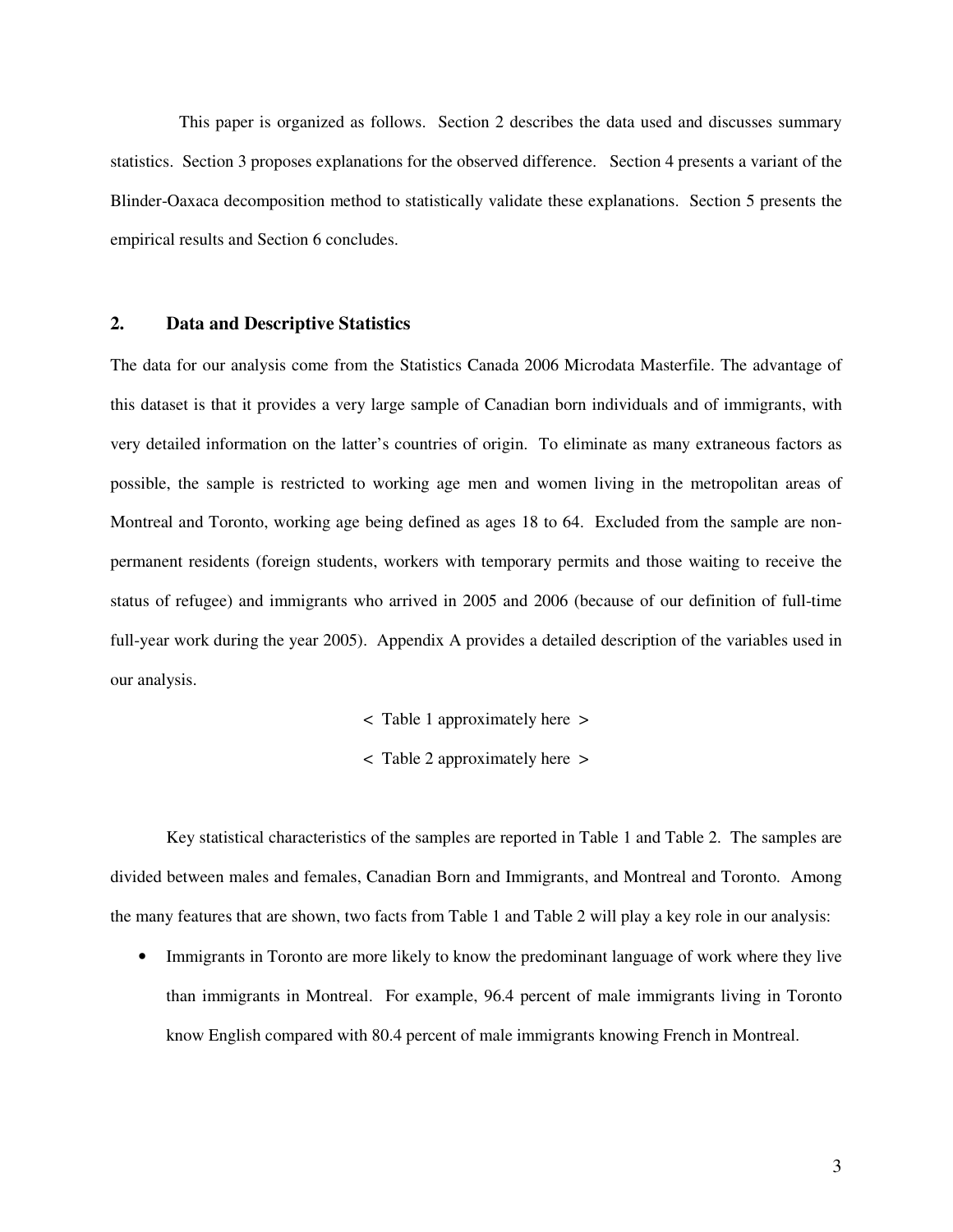This paper is organized as follows. Section 2 describes the data used and discusses summary statistics. Section 3 proposes explanations for the observed difference. Section 4 presents a variant of the Blinder-Oaxaca decomposition method to statistically validate these explanations. Section 5 presents the empirical results and Section 6 concludes.

## 2. Data and Descriptive Statistics

The data for our analysis come from the Statistics Canada 2006 Microdata Masterfile. The advantage of this dataset is that it provides a very large sample of Canadian born individuals and of immigrants, with very detailed information on the latter's countries of origin. To eliminate as many extraneous factors as possible, the sample is restricted to working age men and women living in the metropolitan areas of Montreal and Toronto, working age being defined as ages 18 to 64. Excluded from the sample are non-permanent residents (foreign students, workers with temporary permits and those waiting to receive the status of refugee) and immigrants who arrived in 2005 and 2006 (because of our definition of full-time full-year work during the year 2005). Appendix A provides a detailed description of the variables used in our analysis.

< Table 1 approximately here >

< Table 2 approximately here >

Key statistical characteristics of the samples are reported in Table 1 and Table 2. The samples are divided between males and females, Canadian Born and Immigrants, and Montreal and Toronto. Among the many features that are shown, two facts from Table 1 and Table 2 will play a key role in our analysis:

- Immigrants in Toronto are more likely to know the predominant language of work where they live than immigrants in Montreal. For example, 96.4 percent of male immigrants living in Toronto know English compared with 80.4 percent of male immigrants knowing French in Montreal.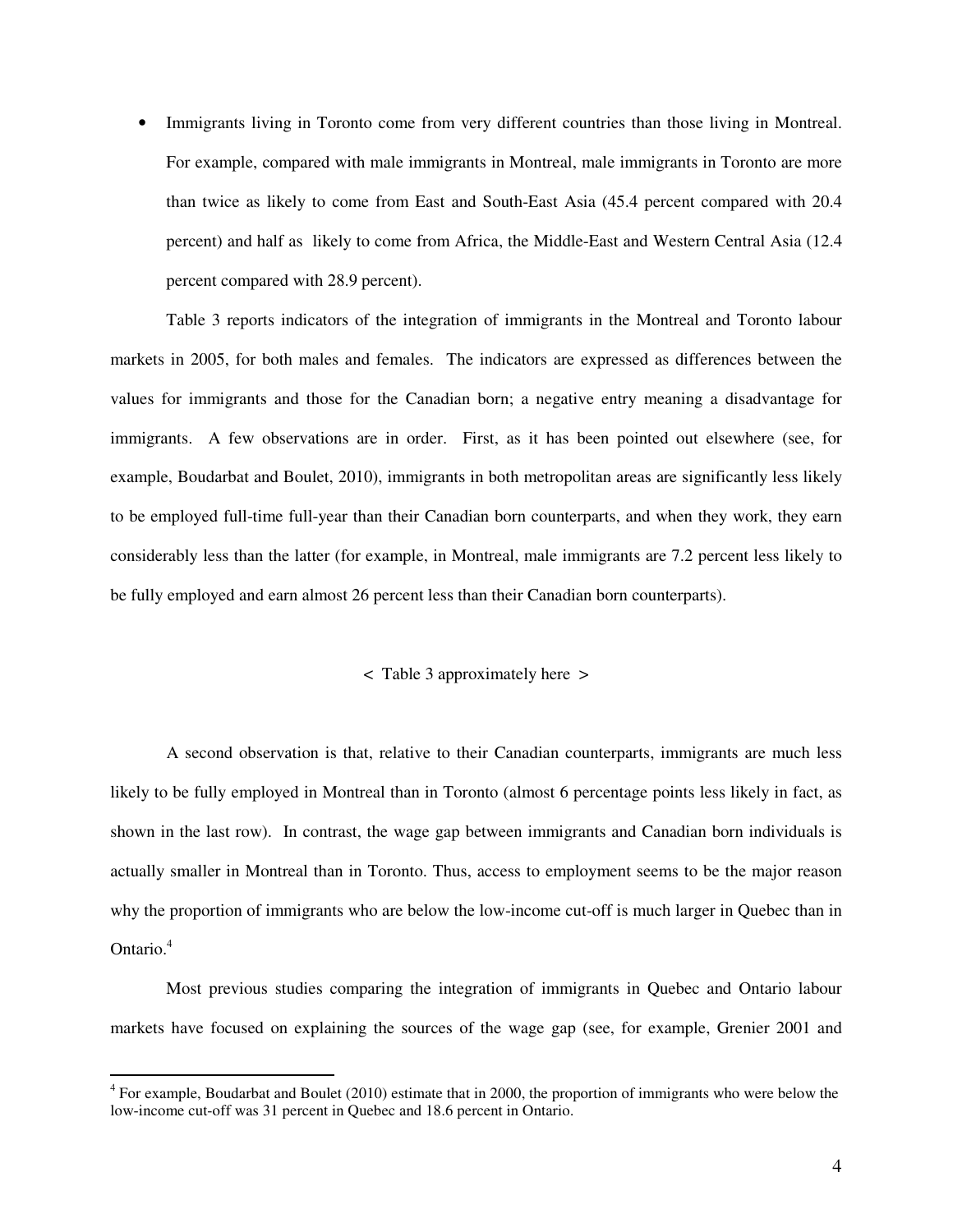- Immigrants living in Toronto come from very different countries than those living in Montreal. For example, compared with male immigrants in Montreal, male immigrants in Toronto are more than twice as likely to come from East and South-East Asia (45.4 percent compared with 20.4 percent) and half as likely to come from Africa, the Middle-East and Western Central Asia (12.4 percent compared with 28.9 percent).

Table 3 reports indicators of the integration of immigrants in the Montreal and Toronto labour markets in 2005, for both males and females. The indicators are expressed as differences between the values for immigrants and those for the Canadian born; a negative entry meaning a disadvantage for immigrants. A few observations are in order. First, as it has been pointed out elsewhere (see, for example, Boudarbat and Boulet, 2010), immigrants in both metropolitan areas are significantly less likely to be employed full-time full-year than their Canadian born counterparts, and when they work, they earn considerably less than the latter (for example, in Montreal, male immigrants are 7.2 percent less likely to be fully employed and earn almost 26 percent less than their Canadian born counterparts).

< Table 3 approximately here >

A second observation is that, relative to their Canadian counterparts, immigrants are much less likely to be fully employed in Montreal than in Toronto (almost 6 percentage points less likely in fact, as shown in the last row). In contrast, the wage gap between immigrants and Canadian born individuals is actually smaller in Montreal than in Toronto. Thus, access to employment seems to be the major reason why the proportion of immigrants who are below the low-income cut-off is much larger in Quebec than in Ontario.[4]

Most previous studies comparing the integration of immigrants in Quebec and Ontario labour markets have focused on explaining the sources of the wage gap (see, for example, Grenier 2001 and

[4] For example, Boudarbat and Boulet (2010) estimate that in 2000, the proportion of immigrants who were below the low-income cut-off was 31 percent in Quebec and 18.6 percent in Ontario.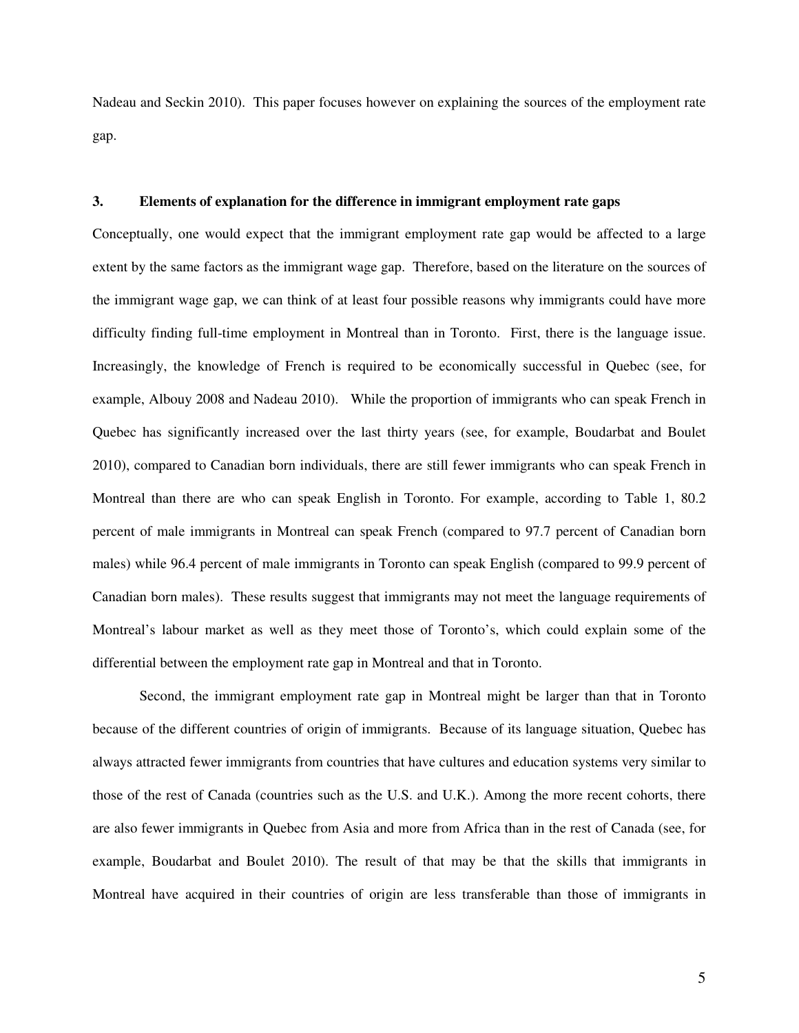Nadeau and Seckin 2010). This paper focuses however on explaining the sources of the employment rate gap.

## 3. Elements of explanation for the difference in immigrant employment rate gaps

Conceptually, one would expect that the immigrant employment rate gap would be affected to a large extent by the same factors as the immigrant wage gap. Therefore, based on the literature on the sources of the immigrant wage gap, we can think of at least four possible reasons why immigrants could have more difficulty finding full-time employment in Montreal than in Toronto. First, there is the language issue. Increasingly, the knowledge of French is required to be economically successful in Quebec (see, for example, Albouy 2008 and Nadeau 2010). While the proportion of immigrants who can speak French in Quebec has significantly increased over the last thirty years (see, for example, Boudarbat and Boulet 2010), compared to Canadian born individuals, there are still fewer immigrants who can speak French in Montreal than there are who can speak English in Toronto. For example, according to Table 1, 80.2 percent of male immigrants in Montreal can speak French (compared to 97.7 percent of Canadian born males) while 96.4 percent of male immigrants in Toronto can speak English (compared to 99.9 percent of Canadian born males). These results suggest that immigrants may not meet the language requirements of Montreal's labour market as well as they meet those of Toronto's, which could explain some of the differential between the employment rate gap in Montreal and that in Toronto.

Second, the immigrant employment rate gap in Montreal might be larger than that in Toronto because of the different countries of origin of immigrants. Because of its language situation, Quebec has always attracted fewer immigrants from countries that have cultures and education systems very similar to those of the rest of Canada (countries such as the U.S. and U.K.). Among the more recent cohorts, there are also fewer immigrants in Quebec from Asia and more from Africa than in the rest of Canada (see, for example, Boudarbat and Boulet 2010). The result of that may be that the skills that immigrants in Montreal have acquired in their countries of origin are less transferable than those of immigrants in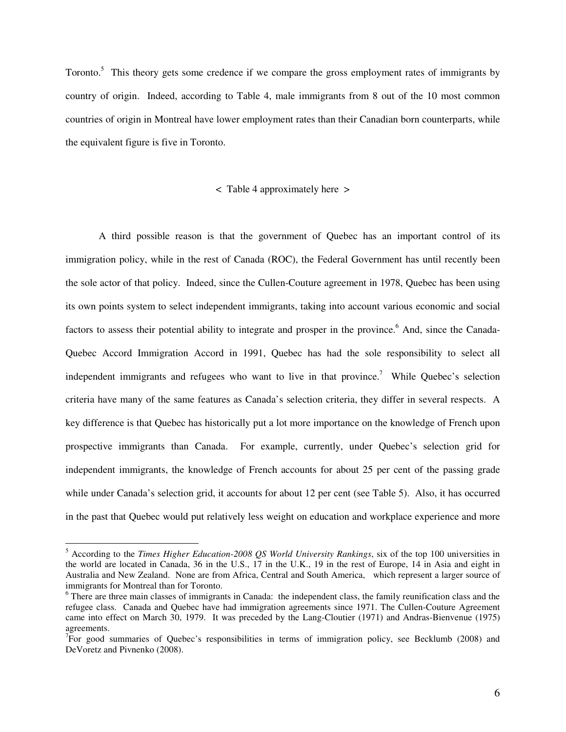Toronto.[5] This theory gets some credence if we compare the gross employment rates of immigrants by country of origin. Indeed, according to Table 4, male immigrants from 8 out of the 10 most common countries of origin in Montreal have lower employment rates than their Canadian born counterparts, while the equivalent figure is five in Toronto.

< Table 4 approximately here >

A third possible reason is that the government of Quebec has an important control of its immigration policy, while in the rest of Canada (ROC), the Federal Government has until recently been the sole actor of that policy. Indeed, since the Cullen-Couture agreement in 1978, Quebec has been using its own points system to select independent immigrants, taking into account various economic and social factors to assess their potential ability to integrate and prosper in the province.[6] And, since the Canada-Quebec Accord Immigration Accord in 1991, Quebec has had the sole responsibility to select all independent immigrants and refugees who want to live in that province.[7] While Quebec's selection criteria have many of the same features as Canada's selection criteria, they differ in several respects. A key difference is that Quebec has historically put a lot more importance on the knowledge of French upon prospective immigrants than Canada. For example, currently, under Quebec's selection grid for independent immigrants, the knowledge of French accounts for about 25 per cent of the passing grade while under Canada's selection grid, it accounts for about 12 per cent (see Table 5). Also, it has occurred in the past that Quebec would put relatively less weight on education and workplace experience and more

---

[5] According to the *Times Higher Education-2008 QS World University Rankings*, six of the top 100 universities in the world are located in Canada, 36 in the U.S., 17 in the U.K., 19 in the rest of Europe, 14 in Asia and eight in Australia and New Zealand. None are from Africa, Central and South America, which represent a larger source of immigrants for Montreal than for Toronto.

[6] There are three main classes of immigrants in Canada: the independent class, the family reunification class and the refugee class. Canada and Quebec have had immigration agreements since 1971. The Cullen-Couture Agreement came into effect on March 30, 1979. It was preceded by the Lang-Cloutier (1971) and Andras-Bienvenue (1975) agreements.

[7] For good summaries of Quebec's responsibilities in terms of immigration policy, see Becklumb (2008) and DeVoretz and Pivnenko (2008).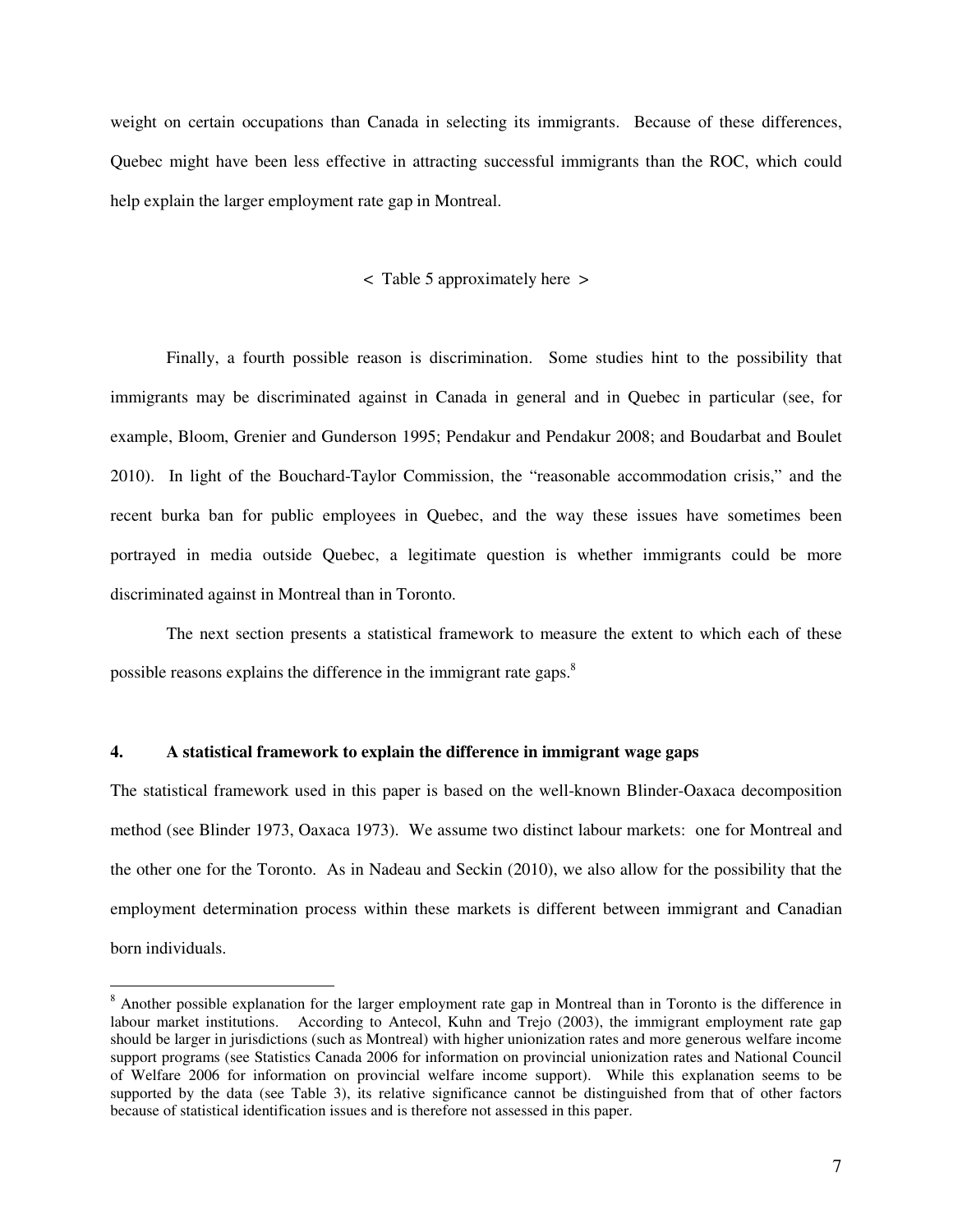weight on certain occupations than Canada in selecting its immigrants. Because of these differences, Quebec might have been less effective in attracting successful immigrants than the ROC, which could help explain the larger employment rate gap in Montreal.

< Table 5 approximately here >

Finally, a fourth possible reason is discrimination. Some studies hint to the possibility that immigrants may be discriminated against in Canada in general and in Quebec in particular (see, for example, Bloom, Grenier and Gunderson 1995; Pendakur and Pendakur 2008; and Boudarbat and Boulet 2010). In light of the Bouchard-Taylor Commission, the "reasonable accommodation crisis," and the recent burka ban for public employees in Quebec, and the way these issues have sometimes been portrayed in media outside Quebec, a legitimate question is whether immigrants could be more discriminated against in Montreal than in Toronto.

The next section presents a statistical framework to measure the extent to which each of these possible reasons explains the difference in the immigrant rate gaps.[8]

## 4. A statistical framework to explain the difference in immigrant wage gaps

The statistical framework used in this paper is based on the well-known Blinder-Oaxaca decomposition method (see Blinder 1973, Oaxaca 1973). We assume two distinct labour markets: one for Montreal and the other one for the Toronto. As in Nadeau and Seckin (2010), we also allow for the possibility that the employment determination process within these markets is different between immigrant and Canadian born individuals.

[8] Another possible explanation for the larger employment rate gap in Montreal than in Toronto is the difference in labour market institutions. According to Antecol, Kuhn and Trejo (2003), the immigrant employment rate gap should be larger in jurisdictions (such as Montreal) with higher unionization rates and more generous welfare income support programs (see Statistics Canada 2006 for information on provincial unionization rates and National Council of Welfare 2006 for information on provincial welfare income support). While this explanation seems to be supported by the data (see Table 3), its relative significance cannot be distinguished from that of other factors because of statistical identification issues and is therefore not assessed in this paper.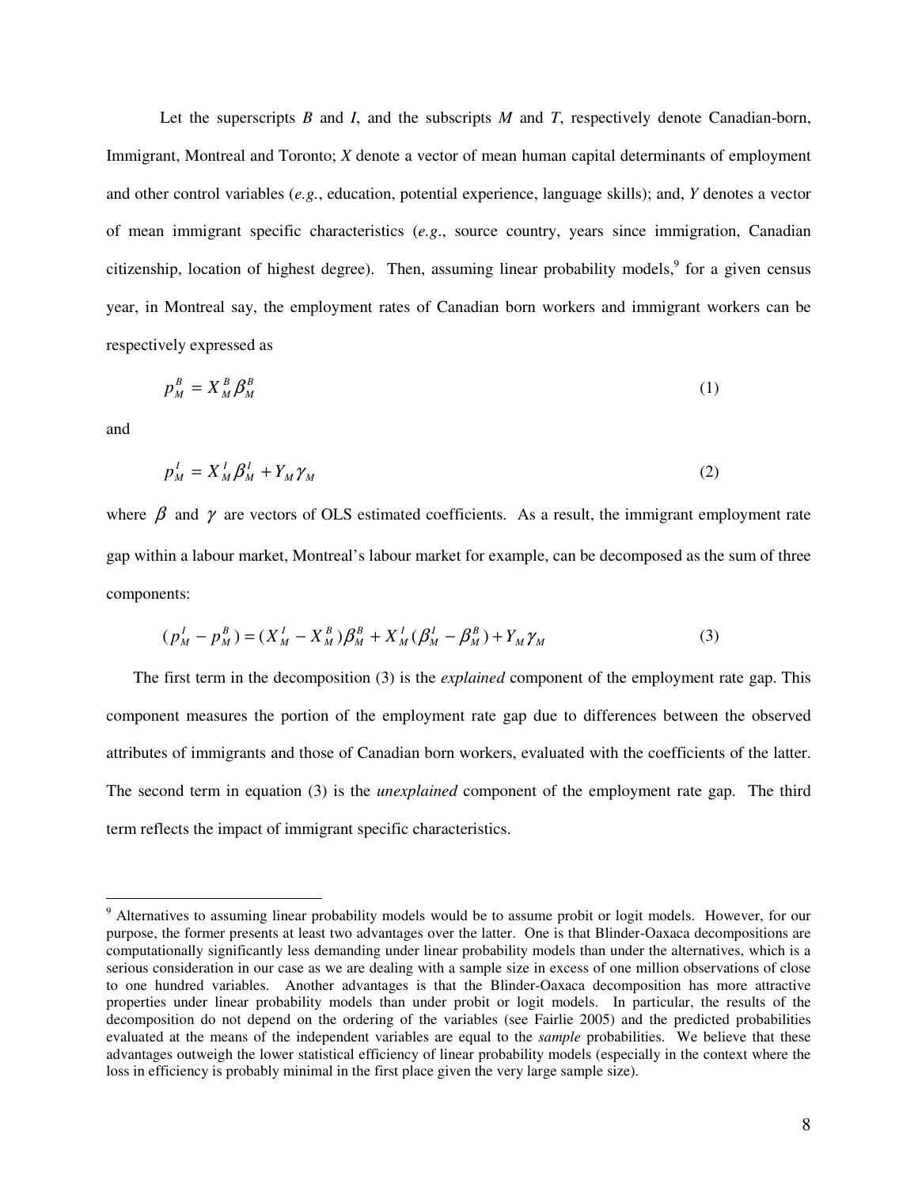Let the superscripts $B$ and $I$, and the subscripts $M$ and $T$, respectively denote Canadian-born, Immigrant, Montreal and Toronto; $X$ denote a vector of mean human capital determinants of employment and other control variables (*e.g.*, education, potential experience, language skills); and, $Y$ denotes a vector of mean immigrant specific characteristics (*e.g*., source country, years since immigration, Canadian citizenship, location of highest degree). Then, assuming linear probability models,[9] for a given census year, in Montreal say, the employment rates of Canadian born workers and immigrant workers can be respectively expressed as

$$p_M^B = X_M^B \beta_M^B \tag{1}$$

and

$$p_M^I = X_M^I \beta_M^I + Y_M \gamma_M \tag{2}$$

where $\beta$ and $\gamma$ are vectors of OLS estimated coefficients. As a result, the immigrant employment rate gap within a labour market, Montreal's labour market for example, can be decomposed as the sum of three components:

$$(p_M^I - p_M^B) = (X_M^I - X_M^B)\beta_M^B + X_M^I(\beta_M^I - \beta_M^B) + Y_M \gamma_M \tag{3}$$

The first term in the decomposition (3) is the *explained* component of the employment rate gap. This component measures the portion of the employment rate gap due to differences between the observed attributes of immigrants and those of Canadian born workers, evaluated with the coefficients of the latter. The second term in equation (3) is the *unexplained* component of the employment rate gap. The third term reflects the impact of immigrant specific characteristics.

---

[9] Alternatives to assuming linear probability models would be to assume probit or logit models. However, for our purpose, the former presents at least two advantages over the latter. One is that Blinder-Oaxaca decompositions are computationally significantly less demanding under linear probability models than under the alternatives, which is a serious consideration in our case as we are dealing with a sample size in excess of one million observations of close to one hundred variables. Another advantages is that the Blinder-Oaxaca decomposition has more attractive properties under linear probability models than under probit or logit models. In particular, the results of the decomposition do not depend on the ordering of the variables (see Fairlie 2005) and the predicted probabilities evaluated at the means of the independent variables are equal to the *sample* probabilities. We believe that these advantages outweigh the lower statistical efficiency of linear probability models (especially in the context where the loss in efficiency is probably minimal in the first place given the very large sample size).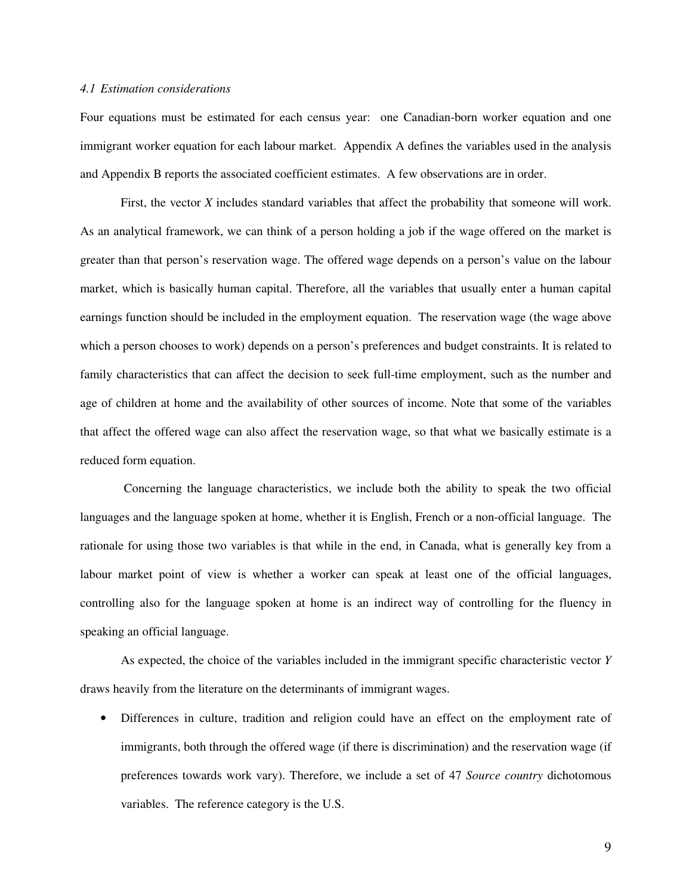### *4.1 Estimation considerations*

Four equations must be estimated for each census year: one Canadian-born worker equation and one immigrant worker equation for each labour market. Appendix A defines the variables used in the analysis and Appendix B reports the associated coefficient estimates. A few observations are in order.

First, the vector *X* includes standard variables that affect the probability that someone will work. As an analytical framework, we can think of a person holding a job if the wage offered on the market is greater than that person's reservation wage. The offered wage depends on a person's value on the labour market, which is basically human capital. Therefore, all the variables that usually enter a human capital earnings function should be included in the employment equation. The reservation wage (the wage above which a person chooses to work) depends on a person's preferences and budget constraints. It is related to family characteristics that can affect the decision to seek full-time employment, such as the number and age of children at home and the availability of other sources of income. Note that some of the variables that affect the offered wage can also affect the reservation wage, so that what we basically estimate is a reduced form equation.

Concerning the language characteristics, we include both the ability to speak the two official languages and the language spoken at home, whether it is English, French or a non-official language. The rationale for using those two variables is that while in the end, in Canada, what is generally key from a labour market point of view is whether a worker can speak at least one of the official languages, controlling also for the language spoken at home is an indirect way of controlling for the fluency in speaking an official language.

As expected, the choice of the variables included in the immigrant specific characteristic vector *Y* draws heavily from the literature on the determinants of immigrant wages.

- Differences in culture, tradition and religion could have an effect on the employment rate of immigrants, both through the offered wage (if there is discrimination) and the reservation wage (if preferences towards work vary). Therefore, we include a set of 47 *Source country* dichotomous variables. The reference category is the U.S.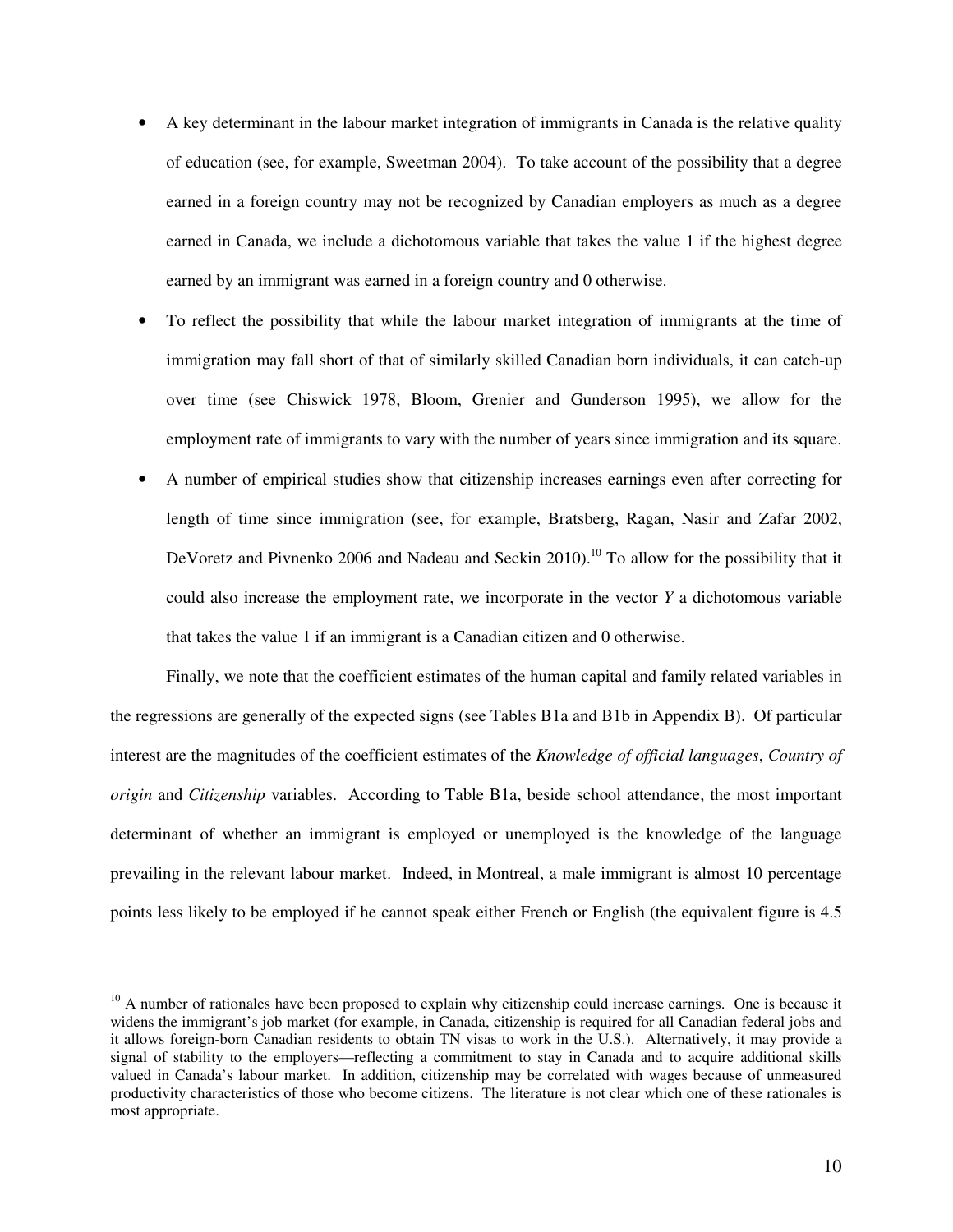- A key determinant in the labour market integration of immigrants in Canada is the relative quality of education (see, for example, Sweetman 2004). To take account of the possibility that a degree earned in a foreign country may not be recognized by Canadian employers as much as a degree earned in Canada, we include a dichotomous variable that takes the value 1 if the highest degree earned by an immigrant was earned in a foreign country and 0 otherwise.
- To reflect the possibility that while the labour market integration of immigrants at the time of immigration may fall short of that of similarly skilled Canadian born individuals, it can catch-up over time (see Chiswick 1978, Bloom, Grenier and Gunderson 1995), we allow for the employment rate of immigrants to vary with the number of years since immigration and its square.
- A number of empirical studies show that citizenship increases earnings even after correcting for length of time since immigration (see, for example, Bratsberg, Ragan, Nasir and Zafar 2002, DeVoretz and Pivnenko 2006 and Nadeau and Seckin 2010).[10] To allow for the possibility that it could also increase the employment rate, we incorporate in the vector *Y* a dichotomous variable that takes the value 1 if an immigrant is a Canadian citizen and 0 otherwise.

Finally, we note that the coefficient estimates of the human capital and family related variables in the regressions are generally of the expected signs (see Tables B1a and B1b in Appendix B). Of particular interest are the magnitudes of the coefficient estimates of the *Knowledge of official languages*, *Country of origin* and *Citizenship* variables. According to Table B1a, beside school attendance, the most important determinant of whether an immigrant is employed or unemployed is the knowledge of the language prevailing in the relevant labour market. Indeed, in Montreal, a male immigrant is almost 10 percentage points less likely to be employed if he cannot speak either French or English (the equivalent figure is 4.5

---

[10] A number of rationales have been proposed to explain why citizenship could increase earnings. One is because it widens the immigrant's job market (for example, in Canada, citizenship is required for all Canadian federal jobs and it allows foreign-born Canadian residents to obtain TN visas to work in the U.S.). Alternatively, it may provide a signal of stability to the employers—reflecting a commitment to stay in Canada and to acquire additional skills valued in Canada's labour market. In addition, citizenship may be correlated with wages because of unmeasured productivity characteristics of those who become citizens. The literature is not clear which one of these rationales is most appropriate.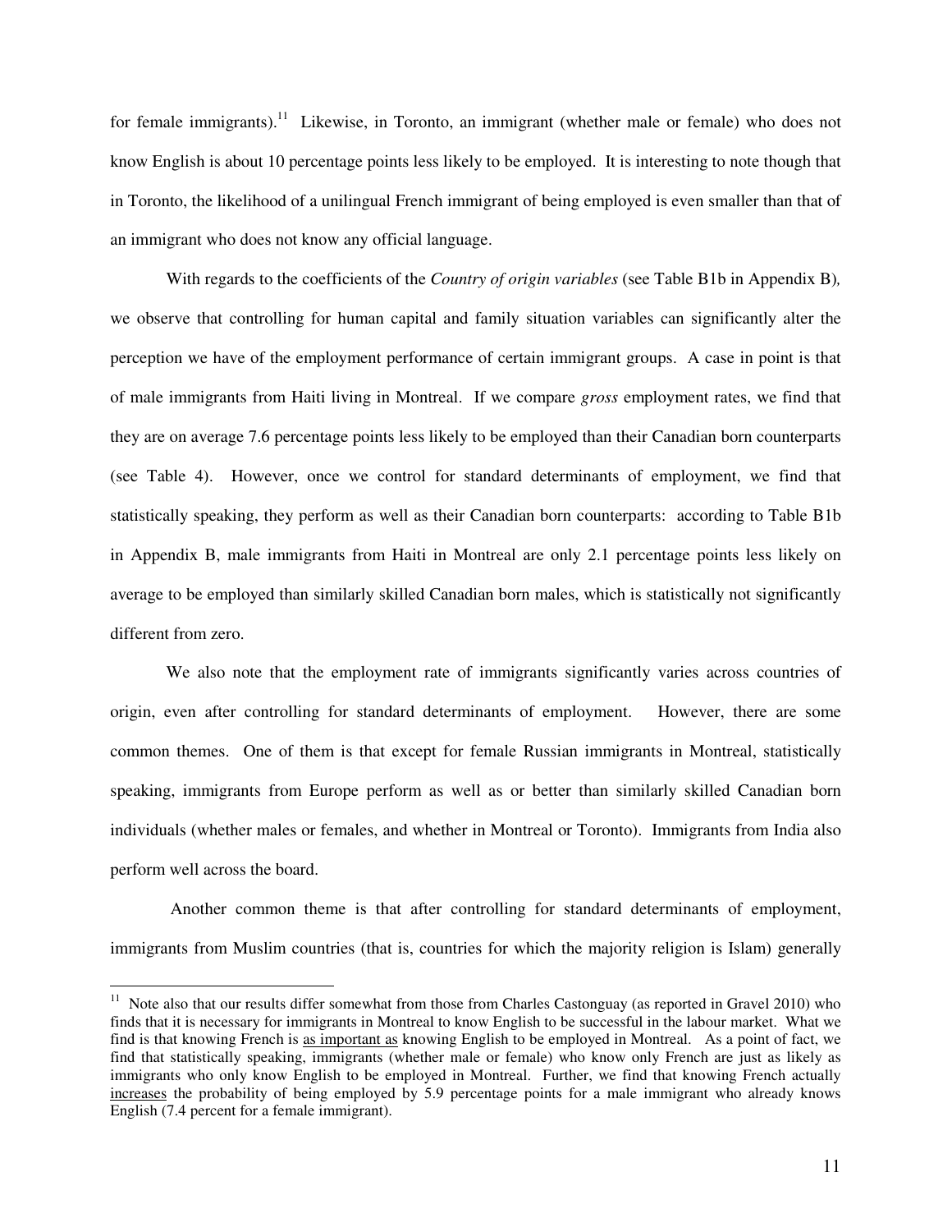for female immigrants).[11] Likewise, in Toronto, an immigrant (whether male or female) who does not know English is about 10 percentage points less likely to be employed. It is interesting to note though that in Toronto, the likelihood of a unilingual French immigrant of being employed is even smaller than that of an immigrant who does not know any official language.

With regards to the coefficients of the *Country of origin variables* (see Table B1b in Appendix B), we observe that controlling for human capital and family situation variables can significantly alter the perception we have of the employment performance of certain immigrant groups. A case in point is that of male immigrants from Haiti living in Montreal. If we compare *gross* employment rates, we find that they are on average 7.6 percentage points less likely to be employed than their Canadian born counterparts (see Table 4). However, once we control for standard determinants of employment, we find that statistically speaking, they perform as well as their Canadian born counterparts: according to Table B1b in Appendix B, male immigrants from Haiti in Montreal are only 2.1 percentage points less likely on average to be employed than similarly skilled Canadian born males, which is statistically not significantly different from zero.

We also note that the employment rate of immigrants significantly varies across countries of origin, even after controlling for standard determinants of employment. However, there are some common themes. One of them is that except for female Russian immigrants in Montreal, statistically speaking, immigrants from Europe perform as well as or better than similarly skilled Canadian born individuals (whether males or females, and whether in Montreal or Toronto). Immigrants from India also perform well across the board.

Another common theme is that after controlling for standard determinants of employment, immigrants from Muslim countries (that is, countries for which the majority religion is Islam) generally

[11] Note also that our results differ somewhat from those from Charles Castonguay (as reported in Gravel 2010) who finds that it is necessary for immigrants in Montreal to know English to be successful in the labour market. What we find is that knowing French is <u>as important as</u> knowing English to be employed in Montreal. As a point of fact, we find that statistically speaking, immigrants (whether male or female) who know only French are just as likely as immigrants who only know English to be employed in Montreal. Further, we find that knowing French actually <u>increases</u> the probability of being employed by 5.9 percentage points for a male immigrant who already knows English (7.4 percent for a female immigrant).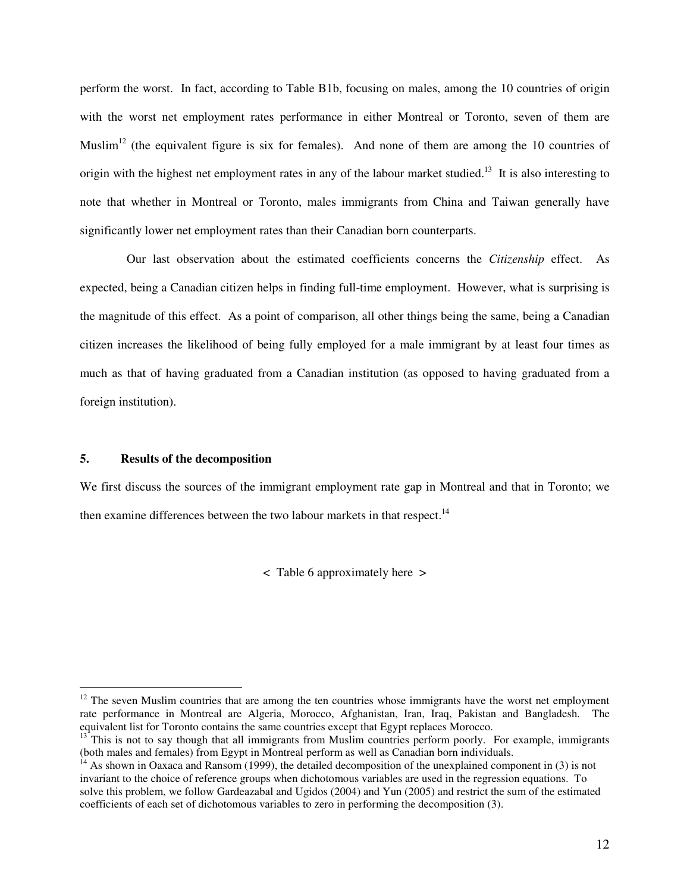perform the worst. In fact, according to Table B1b, focusing on males, among the 10 countries of origin with the worst net employment rates performance in either Montreal or Toronto, seven of them are Muslim[12] (the equivalent figure is six for females). And none of them are among the 10 countries of origin with the highest net employment rates in any of the labour market studied.[13] It is also interesting to note that whether in Montreal or Toronto, males immigrants from China and Taiwan generally have significantly lower net employment rates than their Canadian born counterparts.

Our last observation about the estimated coefficients concerns the *Citizenship* effect. As expected, being a Canadian citizen helps in finding full-time employment. However, what is surprising is the magnitude of this effect. As a point of comparison, all other things being the same, being a Canadian citizen increases the likelihood of being fully employed for a male immigrant by at least four times as much as that of having graduated from a Canadian institution (as opposed to having graduated from a foreign institution).

## 5. Results of the decomposition

We first discuss the sources of the immigrant employment rate gap in Montreal and that in Toronto; we then examine differences between the two labour markets in that respect.[14]

< Table 6 approximately here >

[12] The seven Muslim countries that are among the ten countries whose immigrants have the worst net employment rate performance in Montreal are Algeria, Morocco, Afghanistan, Iran, Iraq, Pakistan and Bangladesh. The equivalent list for Toronto contains the same countries except that Egypt replaces Morocco.

[13] This is not to say though that all immigrants from Muslim countries perform poorly. For example, immigrants (both males and females) from Egypt in Montreal perform as well as Canadian born individuals.

[14] As shown in Oaxaca and Ransom (1999), the detailed decomposition of the unexplained component in (3) is not invariant to the choice of reference groups when dichotomous variables are used in the regression equations. To solve this problem, we follow Gardeazabal and Ugidos (2004) and Yun (2005) and restrict the sum of the estimated coefficients of each set of dichotomous variables to zero in performing the decomposition (3).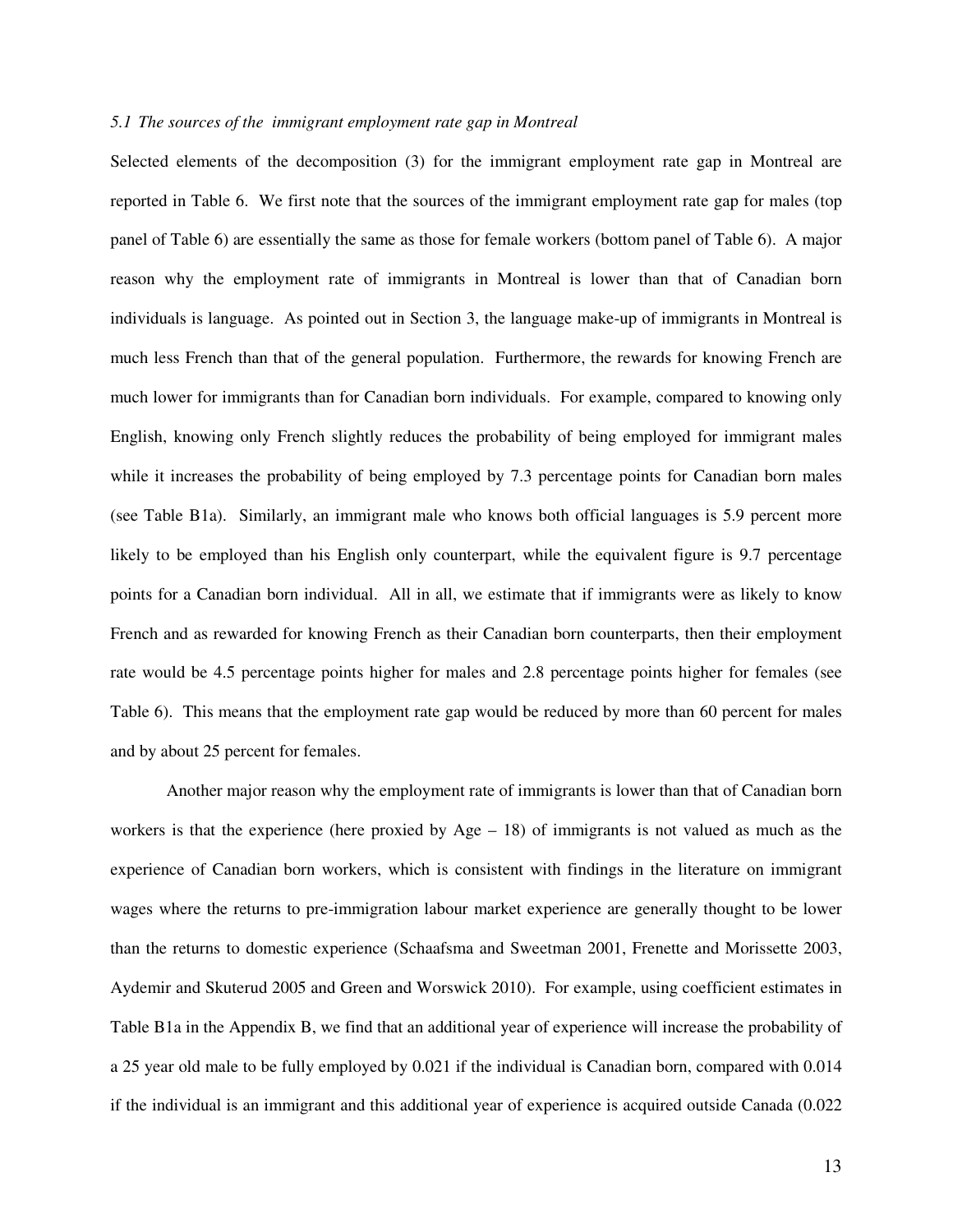### *5.1 The sources of the immigrant employment rate gap in Montreal*

Selected elements of the decomposition (3) for the immigrant employment rate gap in Montreal are reported in Table 6. We first note that the sources of the immigrant employment rate gap for males (top panel of Table 6) are essentially the same as those for female workers (bottom panel of Table 6). A major reason why the employment rate of immigrants in Montreal is lower than that of Canadian born individuals is language. As pointed out in Section 3, the language make-up of immigrants in Montreal is much less French than that of the general population. Furthermore, the rewards for knowing French are much lower for immigrants than for Canadian born individuals. For example, compared to knowing only English, knowing only French slightly reduces the probability of being employed for immigrant males while it increases the probability of being employed by 7.3 percentage points for Canadian born males (see Table B1a). Similarly, an immigrant male who knows both official languages is 5.9 percent more likely to be employed than his English only counterpart, while the equivalent figure is 9.7 percentage points for a Canadian born individual. All in all, we estimate that if immigrants were as likely to know French and as rewarded for knowing French as their Canadian born counterparts, then their employment rate would be 4.5 percentage points higher for males and 2.8 percentage points higher for females (see Table 6). This means that the employment rate gap would be reduced by more than 60 percent for males and by about 25 percent for females.

Another major reason why the employment rate of immigrants is lower than that of Canadian born workers is that the experience (here proxied by Age – 18) of immigrants is not valued as much as the experience of Canadian born workers, which is consistent with findings in the literature on immigrant wages where the returns to pre-immigration labour market experience are generally thought to be lower than the returns to domestic experience (Schaafsma and Sweetman 2001, Frenette and Morissette 2003, Aydemir and Skuterud 2005 and Green and Worswick 2010). For example, using coefficient estimates in Table B1a in the Appendix B, we find that an additional year of experience will increase the probability of a 25 year old male to be fully employed by 0.021 if the individual is Canadian born, compared with 0.014 if the individual is an immigrant and this additional year of experience is acquired outside Canada (0.022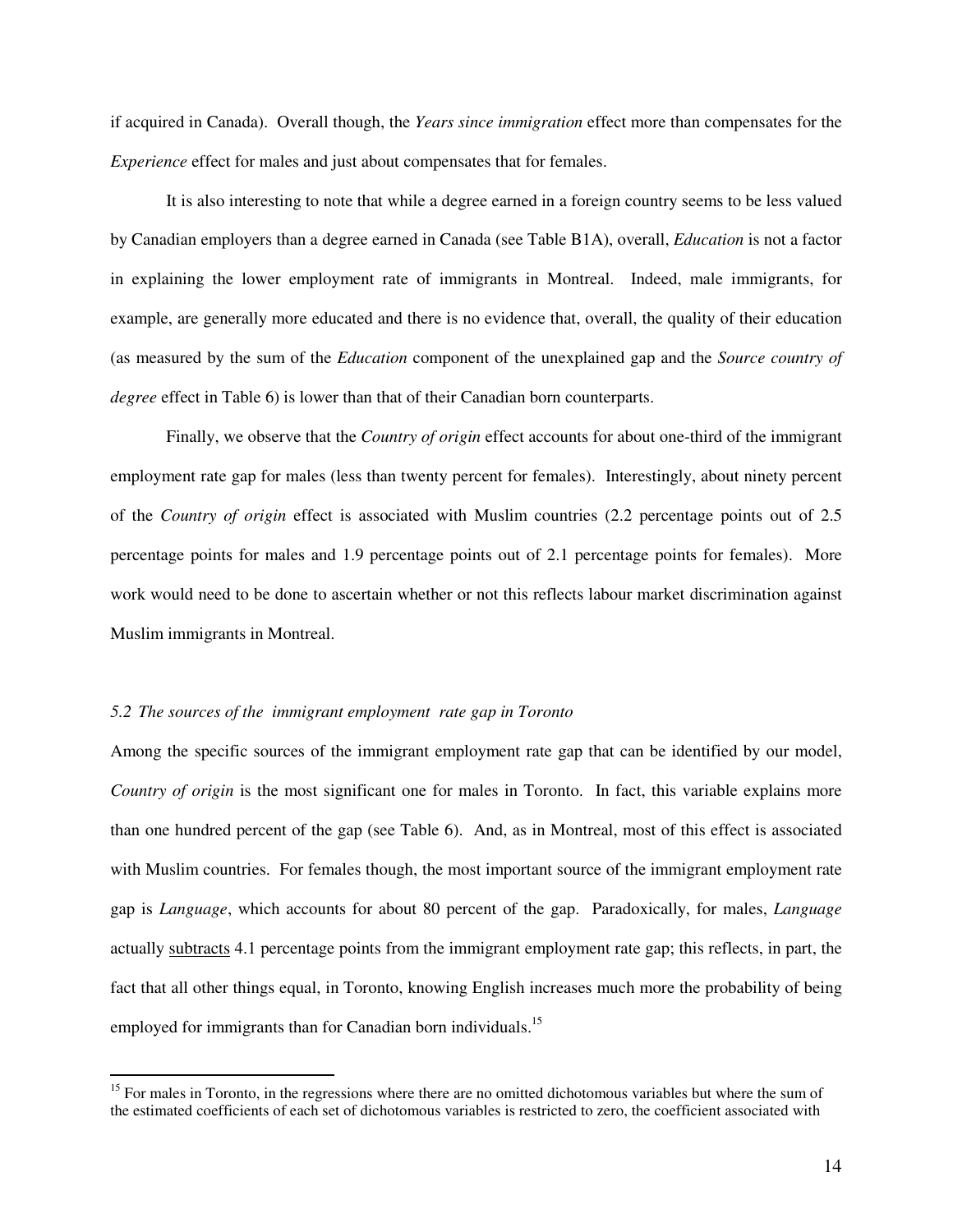if acquired in Canada). Overall though, the *Years since immigration* effect more than compensates for the *Experience* effect for males and just about compensates that for females.

It is also interesting to note that while a degree earned in a foreign country seems to be less valued by Canadian employers than a degree earned in Canada (see Table B1A), overall, *Education* is not a factor in explaining the lower employment rate of immigrants in Montreal. Indeed, male immigrants, for example, are generally more educated and there is no evidence that, overall, the quality of their education (as measured by the sum of the *Education* component of the unexplained gap and the *Source country of degree* effect in Table 6) is lower than that of their Canadian born counterparts.

Finally, we observe that the *Country of origin* effect accounts for about one-third of the immigrant employment rate gap for males (less than twenty percent for females). Interestingly, about ninety percent of the *Country of origin* effect is associated with Muslim countries (2.2 percentage points out of 2.5 percentage points for males and 1.9 percentage points out of 2.1 percentage points for females). More work would need to be done to ascertain whether or not this reflects labour market discrimination against Muslim immigrants in Montreal.

### *5.2 The sources of the immigrant employment rate gap in Toronto*

Among the specific sources of the immigrant employment rate gap that can be identified by our model, *Country of origin* is the most significant one for males in Toronto. In fact, this variable explains more than one hundred percent of the gap (see Table 6). And, as in Montreal, most of this effect is associated with Muslim countries. For females though, the most important source of the immigrant employment rate gap is *Language*, which accounts for about 80 percent of the gap. Paradoxically, for males, *Language* actually subtracts 4.1 percentage points from the immigrant employment rate gap; this reflects, in part, the fact that all other things equal, in Toronto, knowing English increases much more the probability of being employed for immigrants than for Canadian born individuals.[15]

[15] For males in Toronto, in the regressions where there are no omitted dichotomous variables but where the sum of the estimated coefficients of each set of dichotomous variables is restricted to zero, the coefficient associated with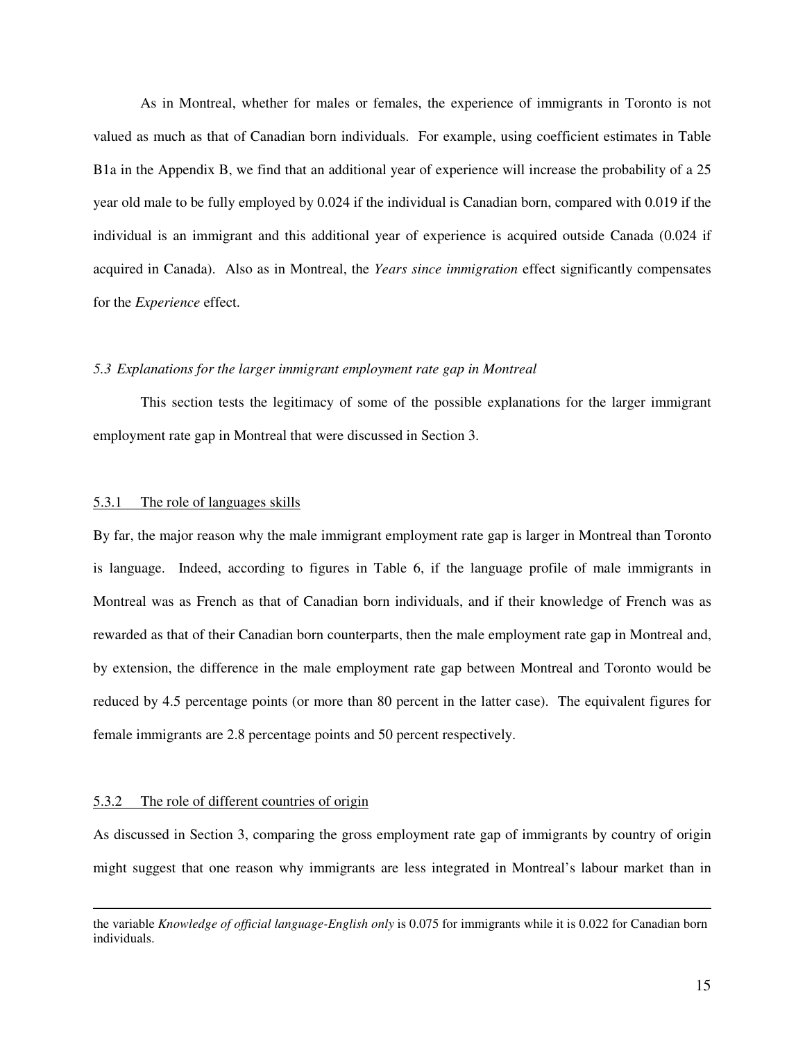As in Montreal, whether for males or females, the experience of immigrants in Toronto is not valued as much as that of Canadian born individuals. For example, using coefficient estimates in Table B1a in the Appendix B, we find that an additional year of experience will increase the probability of a 25 year old male to be fully employed by 0.024 if the individual is Canadian born, compared with 0.019 if the individual is an immigrant and this additional year of experience is acquired outside Canada (0.024 if acquired in Canada). Also as in Montreal, the *Years since immigration* effect significantly compensates for the *Experience* effect.

### *5.3 Explanations for the larger immigrant employment rate gap in Montreal*

This section tests the legitimacy of some of the possible explanations for the larger immigrant employment rate gap in Montreal that were discussed in Section 3.

#### 5.3.1 The role of languages skills

By far, the major reason why the male immigrant employment rate gap is larger in Montreal than Toronto is language. Indeed, according to figures in Table 6, if the language profile of male immigrants in Montreal was as French as that of Canadian born individuals, and if their knowledge of French was as rewarded as that of their Canadian born counterparts, then the male employment rate gap in Montreal and, by extension, the difference in the male employment rate gap between Montreal and Toronto would be reduced by 4.5 percentage points (or more than 80 percent in the latter case). The equivalent figures for female immigrants are 2.8 percentage points and 50 percent respectively.

#### 5.3.2 The role of different countries of origin

As discussed in Section 3, comparing the gross employment rate gap of immigrants by country of origin might suggest that one reason why immigrants are less integrated in Montreal's labour market than in

---

the variable *Knowledge of official language-English only* is 0.075 for immigrants while it is 0.022 for Canadian born individuals.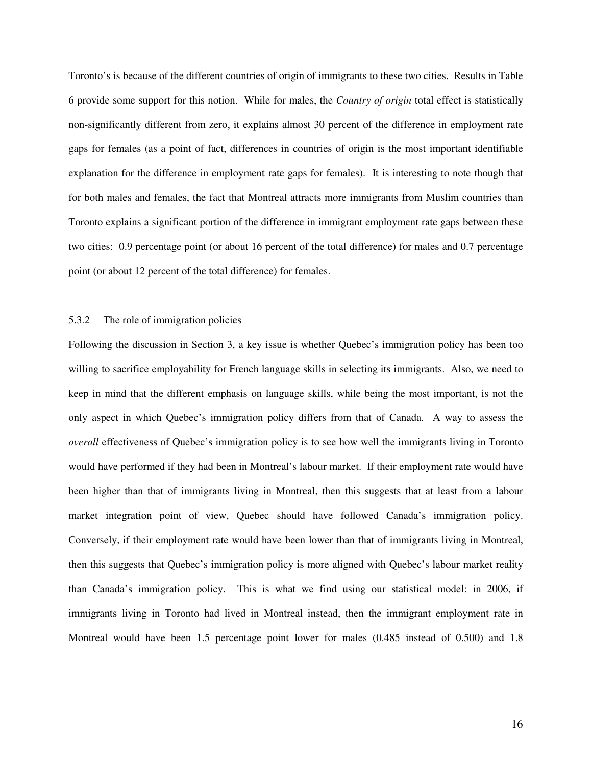Toronto's is because of the different countries of origin of immigrants to these two cities. Results in Table 6 provide some support for this notion. While for males, the *Country of origin* total effect is statistically non-significantly different from zero, it explains almost 30 percent of the difference in employment rate gaps for females (as a point of fact, differences in countries of origin is the most important identifiable explanation for the difference in employment rate gaps for females). It is interesting to note though that for both males and females, the fact that Montreal attracts more immigrants from Muslim countries than Toronto explains a significant portion of the difference in immigrant employment rate gaps between these two cities: 0.9 percentage point (or about 16 percent of the total difference) for males and 0.7 percentage point (or about 12 percent of the total difference) for females.

### 5.3.2 The role of immigration policies

Following the discussion in Section 3, a key issue is whether Quebec's immigration policy has been too willing to sacrifice employability for French language skills in selecting its immigrants. Also, we need to keep in mind that the different emphasis on language skills, while being the most important, is not the only aspect in which Quebec's immigration policy differs from that of Canada. A way to assess the *overall* effectiveness of Quebec's immigration policy is to see how well the immigrants living in Toronto would have performed if they had been in Montreal's labour market. If their employment rate would have been higher than that of immigrants living in Montreal, then this suggests that at least from a labour market integration point of view, Quebec should have followed Canada's immigration policy. Conversely, if their employment rate would have been lower than that of immigrants living in Montreal, then this suggests that Quebec's immigration policy is more aligned with Quebec's labour market reality than Canada's immigration policy. This is what we find using our statistical model: in 2006, if immigrants living in Toronto had lived in Montreal instead, then the immigrant employment rate in Montreal would have been 1.5 percentage point lower for males (0.485 instead of 0.500) and 1.8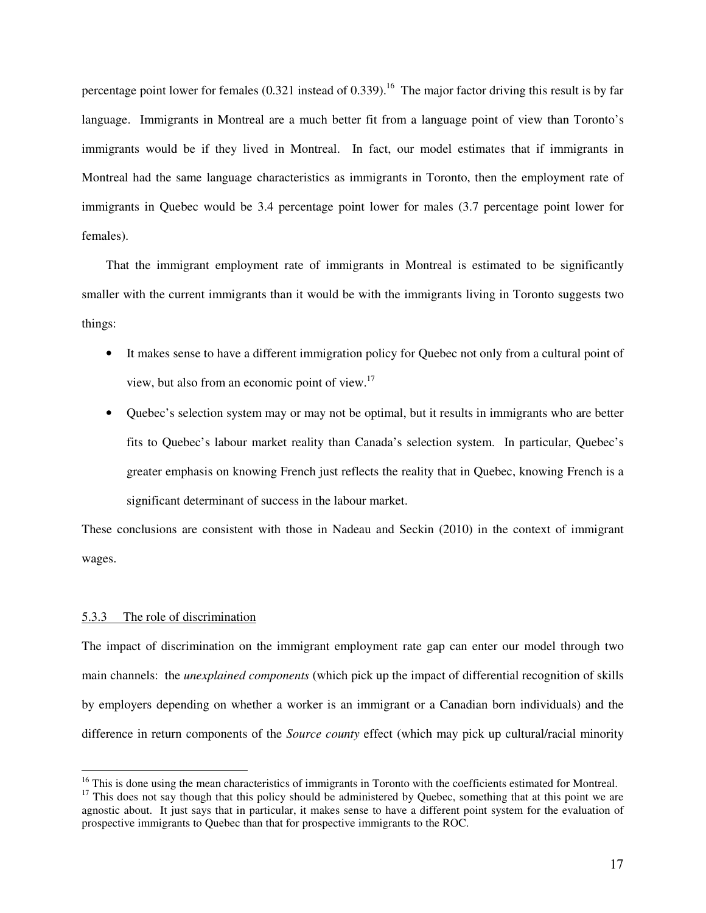percentage point lower for females (0.321 instead of 0.339).[16] The major factor driving this result is by far language. Immigrants in Montreal are a much better fit from a language point of view than Toronto's immigrants would be if they lived in Montreal. In fact, our model estimates that if immigrants in Montreal had the same language characteristics as immigrants in Toronto, then the employment rate of immigrants in Quebec would be 3.4 percentage point lower for males (3.7 percentage point lower for females).

That the immigrant employment rate of immigrants in Montreal is estimated to be significantly smaller with the current immigrants than it would be with the immigrants living in Toronto suggests two things:

- It makes sense to have a different immigration policy for Quebec not only from a cultural point of view, but also from an economic point of view.[17]
- Quebec's selection system may or may not be optimal, but it results in immigrants who are better fits to Quebec's labour market reality than Canada's selection system. In particular, Quebec's greater emphasis on knowing French just reflects the reality that in Quebec, knowing French is a significant determinant of success in the labour market.

These conclusions are consistent with those in Nadeau and Seckin (2010) in the context of immigrant wages.

### 5.3.3 The role of discrimination

The impact of discrimination on the immigrant employment rate gap can enter our model through two main channels: the *unexplained components* (which pick up the impact of differential recognition of skills by employers depending on whether a worker is an immigrant or a Canadian born individuals) and the difference in return components of the *Source county* effect (which may pick up cultural/racial minority

[16] This is done using the mean characteristics of immigrants in Toronto with the coefficients estimated for Montreal.

[17] This does not say though that this policy should be administered by Quebec, something that at this point we are agnostic about. It just says that in particular, it makes sense to have a different point system for the evaluation of prospective immigrants to Quebec than that for prospective immigrants to the ROC.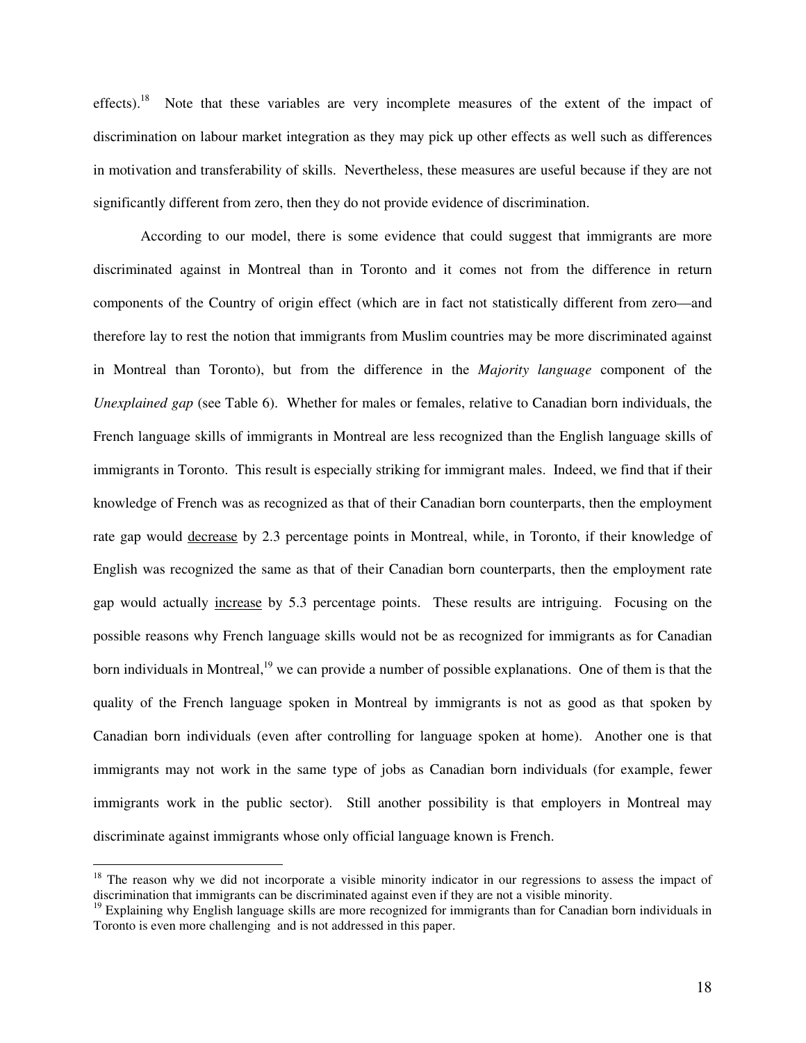effects).[18] Note that these variables are very incomplete measures of the extent of the impact of discrimination on labour market integration as they may pick up other effects as well such as differences in motivation and transferability of skills. Nevertheless, these measures are useful because if they are not significantly different from zero, then they do not provide evidence of discrimination.

According to our model, there is some evidence that could suggest that immigrants are more discriminated against in Montreal than in Toronto and it comes not from the difference in return components of the Country of origin effect (which are in fact not statistically different from zero—and therefore lay to rest the notion that immigrants from Muslim countries may be more discriminated against in Montreal than Toronto), but from the difference in the *Majority language* component of the *Unexplained gap* (see Table 6). Whether for males or females, relative to Canadian born individuals, the French language skills of immigrants in Montreal are less recognized than the English language skills of immigrants in Toronto. This result is especially striking for immigrant males. Indeed, we find that if their knowledge of French was as recognized as that of their Canadian born counterparts, then the employment rate gap would <u>decrease</u> by 2.3 percentage points in Montreal, while, in Toronto, if their knowledge of English was recognized the same as that of their Canadian born counterparts, then the employment rate gap would actually <u>increase</u> by 5.3 percentage points. These results are intriguing. Focusing on the possible reasons why French language skills would not be as recognized for immigrants as for Canadian born individuals in Montreal,[19] we can provide a number of possible explanations. One of them is that the quality of the French language spoken in Montreal by immigrants is not as good as that spoken by Canadian born individuals (even after controlling for language spoken at home). Another one is that immigrants may not work in the same type of jobs as Canadian born individuals (for example, fewer immigrants work in the public sector). Still another possibility is that employers in Montreal may discriminate against immigrants whose only official language known is French.

---

[18] The reason why we did not incorporate a visible minority indicator in our regressions to assess the impact of discrimination that immigrants can be discriminated against even if they are not a visible minority.

[19] Explaining why English language skills are more recognized for immigrants than for Canadian born individuals in Toronto is even more challenging and is not addressed in this paper.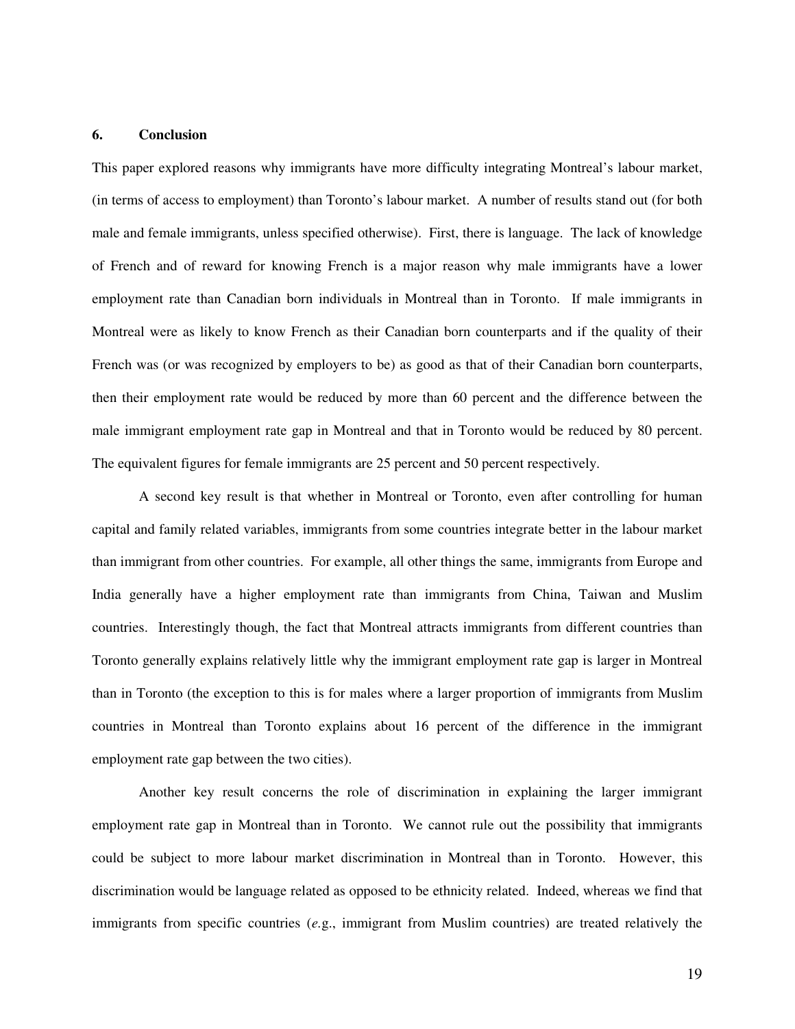## 6. Conclusion

This paper explored reasons why immigrants have more difficulty integrating Montreal's labour market, (in terms of access to employment) than Toronto's labour market. A number of results stand out (for both male and female immigrants, unless specified otherwise). First, there is language. The lack of knowledge of French and of reward for knowing French is a major reason why male immigrants have a lower employment rate than Canadian born individuals in Montreal than in Toronto. If male immigrants in Montreal were as likely to know French as their Canadian born counterparts and if the quality of their French was (or was recognized by employers to be) as good as that of their Canadian born counterparts, then their employment rate would be reduced by more than 60 percent and the difference between the male immigrant employment rate gap in Montreal and that in Toronto would be reduced by 80 percent. The equivalent figures for female immigrants are 25 percent and 50 percent respectively.

A second key result is that whether in Montreal or Toronto, even after controlling for human capital and family related variables, immigrants from some countries integrate better in the labour market than immigrant from other countries. For example, all other things the same, immigrants from Europe and India generally have a higher employment rate than immigrants from China, Taiwan and Muslim countries. Interestingly though, the fact that Montreal attracts immigrants from different countries than Toronto generally explains relatively little why the immigrant employment rate gap is larger in Montreal than in Toronto (the exception to this is for males where a larger proportion of immigrants from Muslim countries in Montreal than Toronto explains about 16 percent of the difference in the immigrant employment rate gap between the two cities).

Another key result concerns the role of discrimination in explaining the larger immigrant employment rate gap in Montreal than in Toronto. We cannot rule out the possibility that immigrants could be subject to more labour market discrimination in Montreal than in Toronto. However, this discrimination would be language related as opposed to be ethnicity related. Indeed, whereas we find that immigrants from specific countries (*e.g.*, immigrant from Muslim countries) are treated relatively the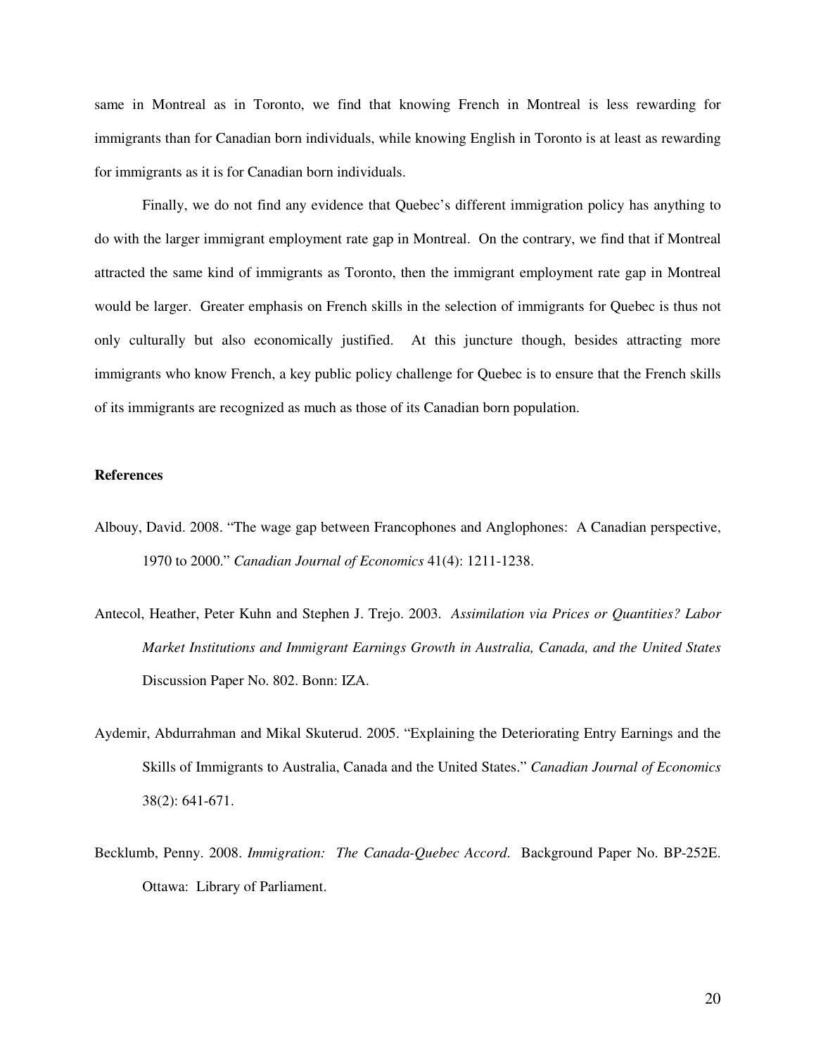same in Montreal as in Toronto, we find that knowing French in Montreal is less rewarding for immigrants than for Canadian born individuals, while knowing English in Toronto is at least as rewarding for immigrants as it is for Canadian born individuals.

Finally, we do not find any evidence that Quebec's different immigration policy has anything to do with the larger immigrant employment rate gap in Montreal. On the contrary, we find that if Montreal attracted the same kind of immigrants as Toronto, then the immigrant employment rate gap in Montreal would be larger. Greater emphasis on French skills in the selection of immigrants for Quebec is thus not only culturally but also economically justified. At this juncture though, besides attracting more immigrants who know French, a key public policy challenge for Quebec is to ensure that the French skills of its immigrants are recognized as much as those of its Canadian born population.

**References**

Albouy, David. 2008. "The wage gap between Francophones and Anglophones: A Canadian perspective, 1970 to 2000." *Canadian Journal of Economics* 41(4): 1211-1238.

Antecol, Heather, Peter Kuhn and Stephen J. Trejo. 2003. *Assimilation via Prices or Quantities? Labor Market Institutions and Immigrant Earnings Growth in Australia, Canada, and the United States* Discussion Paper No. 802. Bonn: IZA.

Aydemir, Abdurrahman and Mikal Skuterud. 2005. "Explaining the Deteriorating Entry Earnings and the Skills of Immigrants to Australia, Canada and the United States." *Canadian Journal of Economics* 38(2): 641-671.

Becklumb, Penny. 2008. *Immigration: The Canada-Quebec Accord*. Background Paper No. BP-252E. Ottawa: Library of Parliament.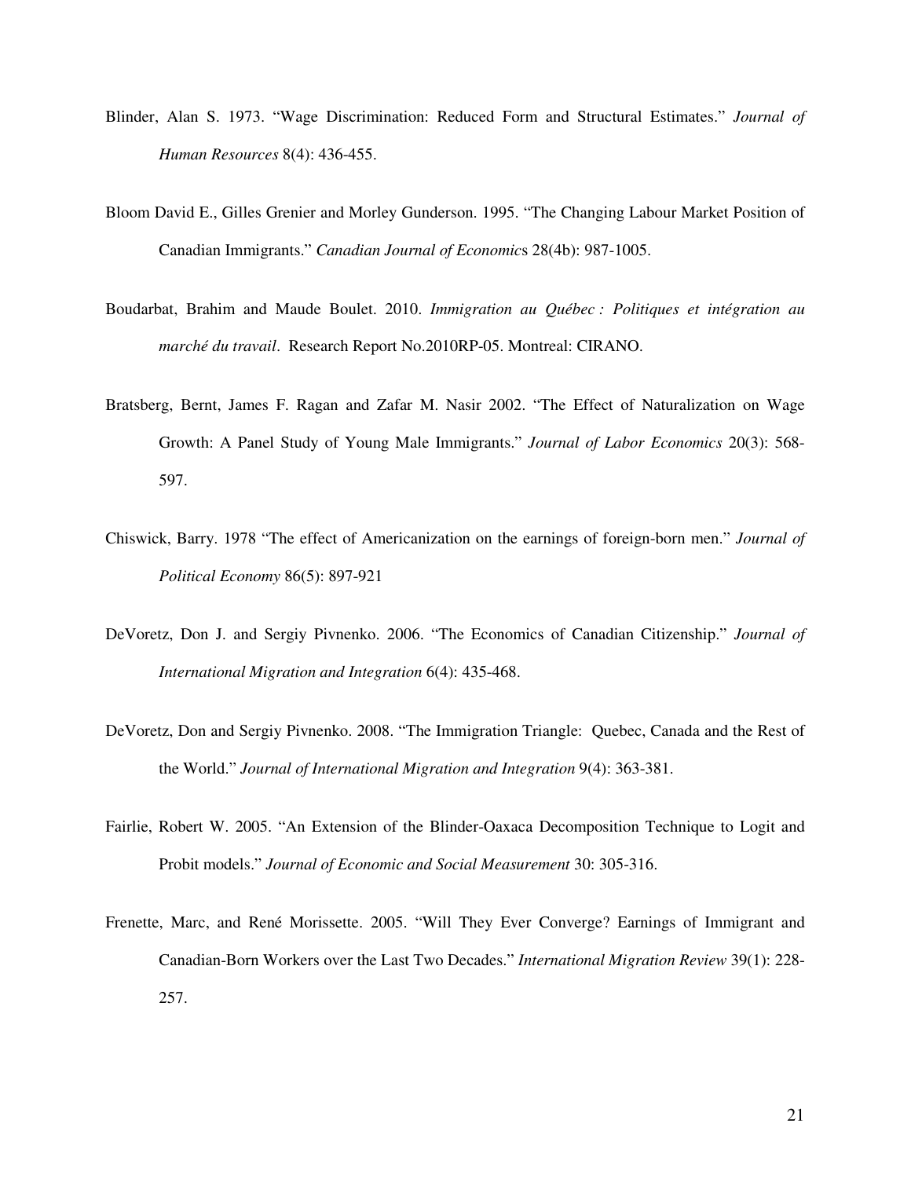Blinder, Alan S. 1973. "Wage Discrimination: Reduced Form and Structural Estimates." *Journal of Human Resources* 8(4): 436-455.

Bloom David E., Gilles Grenier and Morley Gunderson. 1995. "The Changing Labour Market Position of Canadian Immigrants." *Canadian Journal of Economics* 28(4b): 987-1005.

Boudarbat, Brahim and Maude Boulet. 2010. *Immigration au Québec : Politiques et intégration au marché du travail*. Research Report No.2010RP-05. Montreal: CIRANO.

Bratsberg, Bernt, James F. Ragan and Zafar M. Nasir 2002. "The Effect of Naturalization on Wage Growth: A Panel Study of Young Male Immigrants." *Journal of Labor Economics* 20(3): 568-597.

Chiswick, Barry. 1978 "The effect of Americanization on the earnings of foreign-born men." *Journal of Political Economy* 86(5): 897-921

DeVoretz, Don J. and Sergiy Pivnenko. 2006. "The Economics of Canadian Citizenship." *Journal of International Migration and Integration* 6(4): 435-468.

DeVoretz, Don and Sergiy Pivnenko. 2008. "The Immigration Triangle: Quebec, Canada and the Rest of the World." *Journal of International Migration and Integration* 9(4): 363-381.

Fairlie, Robert W. 2005. "An Extension of the Blinder-Oaxaca Decomposition Technique to Logit and Probit models." *Journal of Economic and Social Measurement* 30: 305-316.

Frenette, Marc, and René Morissette. 2005. "Will They Ever Converge? Earnings of Immigrant and Canadian-Born Workers over the Last Two Decades." *International Migration Review* 39(1): 228-257.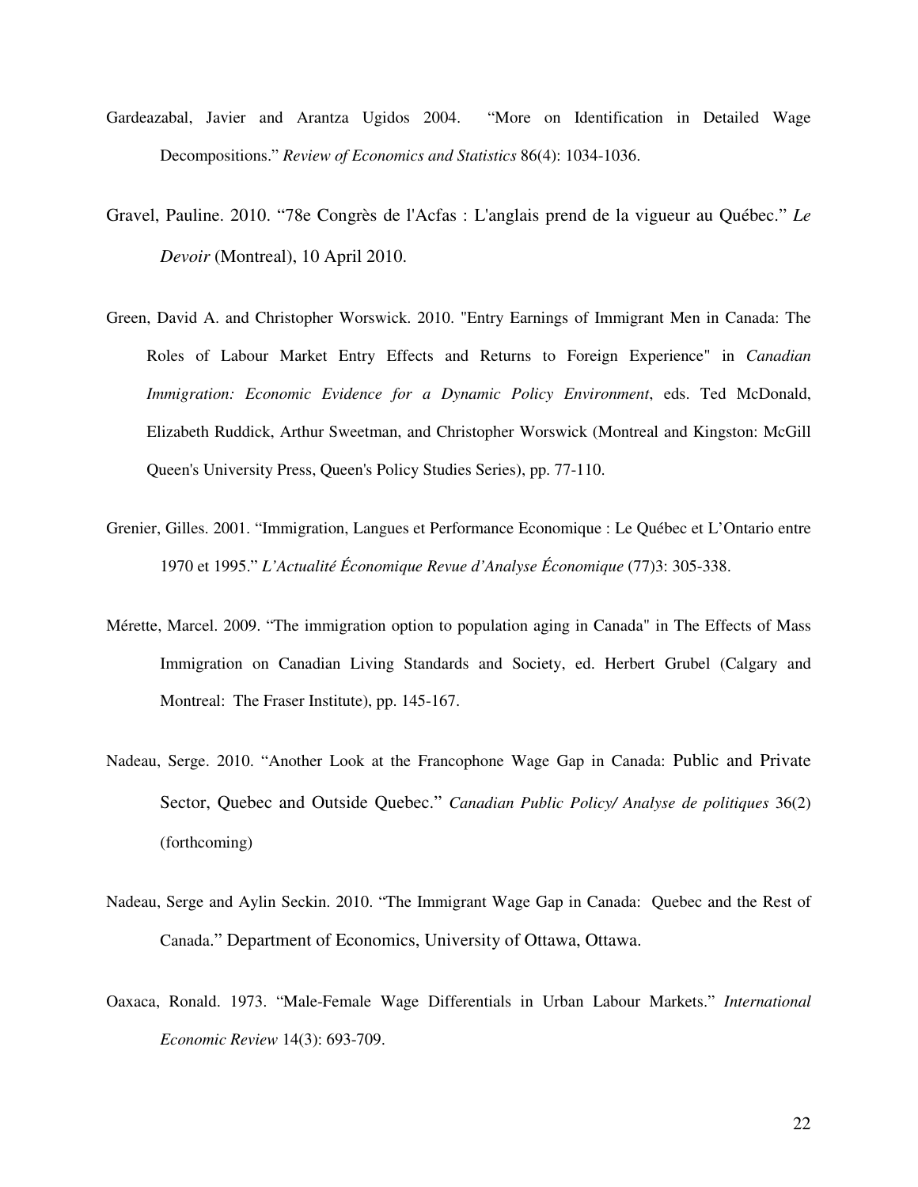Gardeazabal, Javier and Arantza Ugidos 2004. "More on Identification in Detailed Wage Decompositions." *Review of Economics and Statistics* 86(4): 1034-1036.

Gravel, Pauline. 2010. "78e Congrès de l'Acfas : L'anglais prend de la vigueur au Québec." *Le Devoir* (Montreal), 10 April 2010.

Green, David A. and Christopher Worswick. 2010. "Entry Earnings of Immigrant Men in Canada: The Roles of Labour Market Entry Effects and Returns to Foreign Experience" in *Canadian Immigration: Economic Evidence for a Dynamic Policy Environment*, eds. Ted McDonald, Elizabeth Ruddick, Arthur Sweetman, and Christopher Worswick (Montreal and Kingston: McGill Queen's University Press, Queen's Policy Studies Series), pp. 77-110.

Grenier, Gilles. 2001. "Immigration, Langues et Performance Economique : Le Québec et L'Ontario entre 1970 et 1995." *L'Actualité Économique Revue d'Analyse Économique* (77)3: 305-338.

Mérette, Marcel. 2009. "The immigration option to population aging in Canada" in The Effects of Mass Immigration on Canadian Living Standards and Society, ed. Herbert Grubel (Calgary and Montreal: The Fraser Institute), pp. 145-167.

Nadeau, Serge. 2010. "Another Look at the Francophone Wage Gap in Canada: Public and Private Sector, Quebec and Outside Quebec." *Canadian Public Policy/ Analyse de politiques* 36(2) (forthcoming)

Nadeau, Serge and Aylin Seckin. 2010. "The Immigrant Wage Gap in Canada: Quebec and the Rest of Canada." Department of Economics, University of Ottawa, Ottawa.

Oaxaca, Ronald. 1973. "Male-Female Wage Differentials in Urban Labour Markets." *International Economic Review* 14(3): 693-709.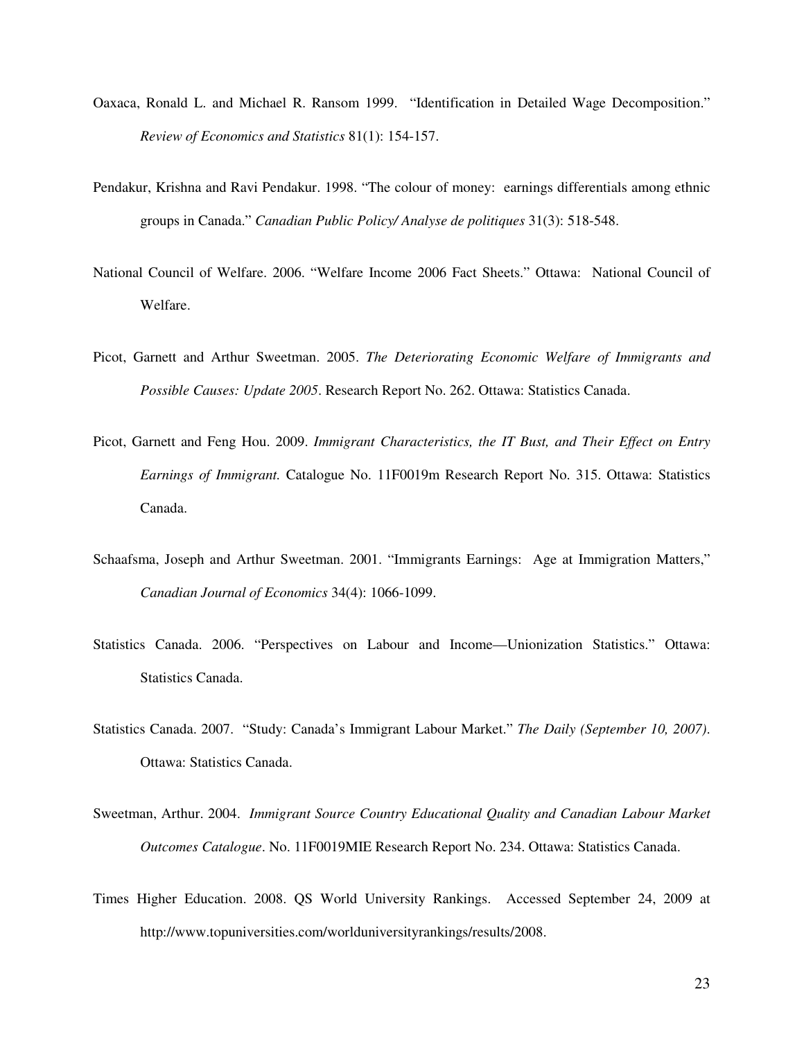Oaxaca, Ronald L. and Michael R. Ransom 1999. "Identification in Detailed Wage Decomposition." *Review of Economics and Statistics* 81(1): 154-157.

Pendakur, Krishna and Ravi Pendakur. 1998. "The colour of money: earnings differentials among ethnic groups in Canada." *Canadian Public Policy/ Analyse de politiques* 31(3): 518-548.

National Council of Welfare. 2006. "Welfare Income 2006 Fact Sheets." Ottawa: National Council of Welfare.

Picot, Garnett and Arthur Sweetman. 2005. *The Deteriorating Economic Welfare of Immigrants and Possible Causes: Update 2005*. Research Report No. 262. Ottawa: Statistics Canada.

Picot, Garnett and Feng Hou. 2009. *Immigrant Characteristics, the IT Bust, and Their Effect on Entry Earnings of Immigrant.* Catalogue No. 11F0019m Research Report No. 315. Ottawa: Statistics Canada.

Schaafsma, Joseph and Arthur Sweetman. 2001. "Immigrants Earnings: Age at Immigration Matters," *Canadian Journal of Economics* 34(4): 1066-1099.

Statistics Canada. 2006. "Perspectives on Labour and Income—Unionization Statistics." Ottawa: Statistics Canada.

Statistics Canada. 2007. "Study: Canada's Immigrant Labour Market." *The Daily (September 10, 2007)*. Ottawa: Statistics Canada.

Sweetman, Arthur. 2004. *Immigrant Source Country Educational Quality and Canadian Labour Market Outcomes Catalogue*. No. 11F0019MIE Research Report No. 234. Ottawa: Statistics Canada.

Times Higher Education. 2008. QS World University Rankings. Accessed September 24, 2009 at http://www.topuniversities.com/worlduniversityrankings/results/2008.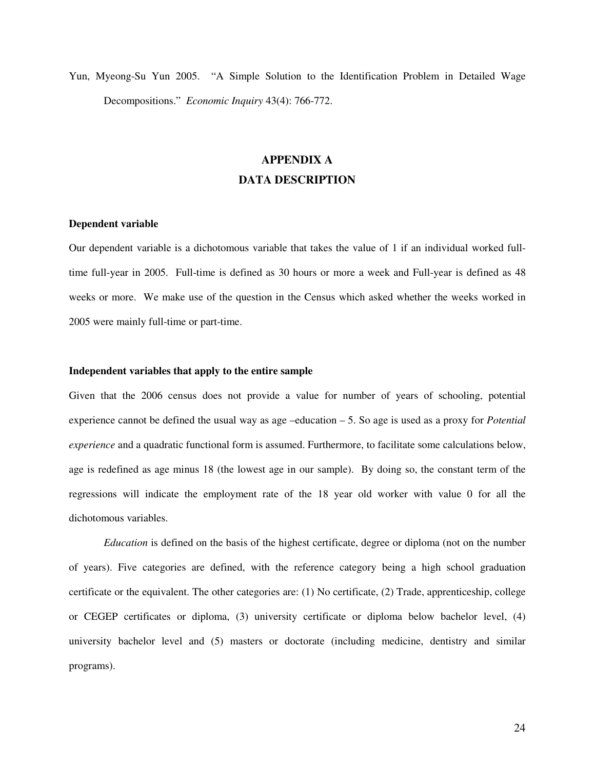Yun, Myeong-Su Yun 2005. "A Simple Solution to the Identification Problem in Detailed Wage Decompositions." *Economic Inquiry* 43(4): 766-772.

## APPENDIX A
## DATA DESCRIPTION

**Dependent variable**

Our dependent variable is a dichotomous variable that takes the value of 1 if an individual worked full-time full-year in 2005. Full-time is defined as 30 hours or more a week and Full-year is defined as 48 weeks or more. We make use of the question in the Census which asked whether the weeks worked in 2005 were mainly full-time or part-time.

**Independent variables that apply to the entire sample**

Given that the 2006 census does not provide a value for number of years of schooling, potential experience cannot be defined the usual way as age –education – 5. So age is used as a proxy for *Potential experience* and a quadratic functional form is assumed. Furthermore, to facilitate some calculations below, age is redefined as age minus 18 (the lowest age in our sample). By doing so, the constant term of the regressions will indicate the employment rate of the 18 year old worker with value 0 for all the dichotomous variables.

*Education* is defined on the basis of the highest certificate, degree or diploma (not on the number of years). Five categories are defined, with the reference category being a high school graduation certificate or the equivalent. The other categories are: (1) No certificate, (2) Trade, apprenticeship, college or CEGEP certificates or diploma, (3) university certificate or diploma below bachelor level, (4) university bachelor level and (5) masters or doctorate (including medicine, dentistry and similar programs).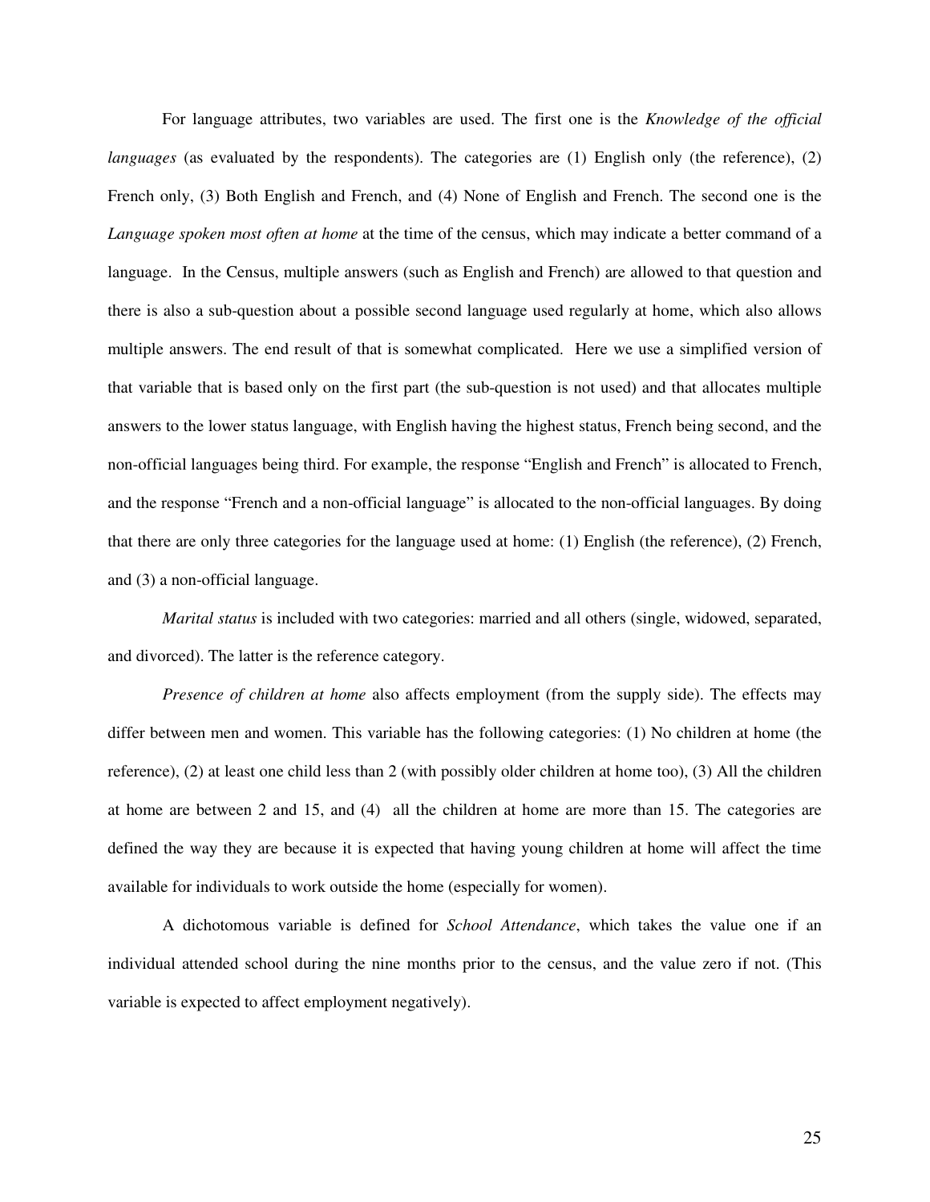For language attributes, two variables are used. The first one is the *Knowledge of the official languages* (as evaluated by the respondents). The categories are (1) English only (the reference), (2) French only, (3) Both English and French, and (4) None of English and French. The second one is the *Language spoken most often at home* at the time of the census, which may indicate a better command of a language. In the Census, multiple answers (such as English and French) are allowed to that question and there is also a sub-question about a possible second language used regularly at home, which also allows multiple answers. The end result of that is somewhat complicated. Here we use a simplified version of that variable that is based only on the first part (the sub-question is not used) and that allocates multiple answers to the lower status language, with English having the highest status, French being second, and the non-official languages being third. For example, the response "English and French" is allocated to French, and the response "French and a non-official language" is allocated to the non-official languages. By doing that there are only three categories for the language used at home: (1) English (the reference), (2) French, and (3) a non-official language.

*Marital status* is included with two categories: married and all others (single, widowed, separated, and divorced). The latter is the reference category.

*Presence of children at home* also affects employment (from the supply side). The effects may differ between men and women. This variable has the following categories: (1) No children at home (the reference), (2) at least one child less than 2 (with possibly older children at home too), (3) All the children at home are between 2 and 15, and (4) all the children at home are more than 15. The categories are defined the way they are because it is expected that having young children at home will affect the time available for individuals to work outside the home (especially for women).

A dichotomous variable is defined for *School Attendance*, which takes the value one if an individual attended school during the nine months prior to the census, and the value zero if not. (This variable is expected to affect employment negatively).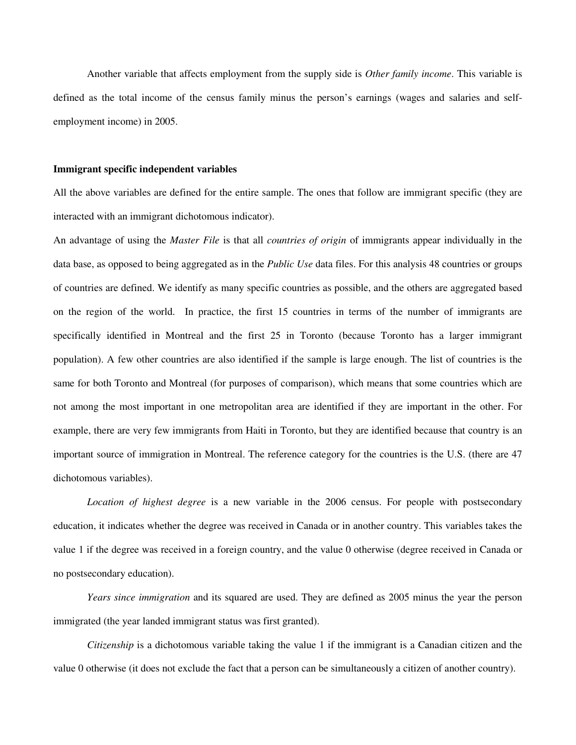Another variable that affects employment from the supply side is *Other family income*. This variable is defined as the total income of the census family minus the person's earnings (wages and salaries and self-employment income) in 2005.

**Immigrant specific independent variables**

All the above variables are defined for the entire sample. The ones that follow are immigrant specific (they are interacted with an immigrant dichotomous indicator).

An advantage of using the *Master File* is that all *countries of origin* of immigrants appear individually in the data base, as opposed to being aggregated as in the *Public Use* data files. For this analysis 48 countries or groups of countries are defined. We identify as many specific countries as possible, and the others are aggregated based on the region of the world. In practice, the first 15 countries in terms of the number of immigrants are specifically identified in Montreal and the first 25 in Toronto (because Toronto has a larger immigrant population). A few other countries are also identified if the sample is large enough. The list of countries is the same for both Toronto and Montreal (for purposes of comparison), which means that some countries which are not among the most important in one metropolitan area are identified if they are important in the other. For example, there are very few immigrants from Haiti in Toronto, but they are identified because that country is an important source of immigration in Montreal. The reference category for the countries is the U.S. (there are 47 dichotomous variables).

*Location of highest degree* is a new variable in the 2006 census. For people with postsecondary education, it indicates whether the degree was received in Canada or in another country. This variables takes the value 1 if the degree was received in a foreign country, and the value 0 otherwise (degree received in Canada or no postsecondary education).

*Years since immigration* and its squared are used. They are defined as 2005 minus the year the person immigrated (the year landed immigrant status was first granted).

*Citizenship* is a dichotomous variable taking the value 1 if the immigrant is a Canadian citizen and the value 0 otherwise (it does not exclude the fact that a person can be simultaneously a citizen of another country).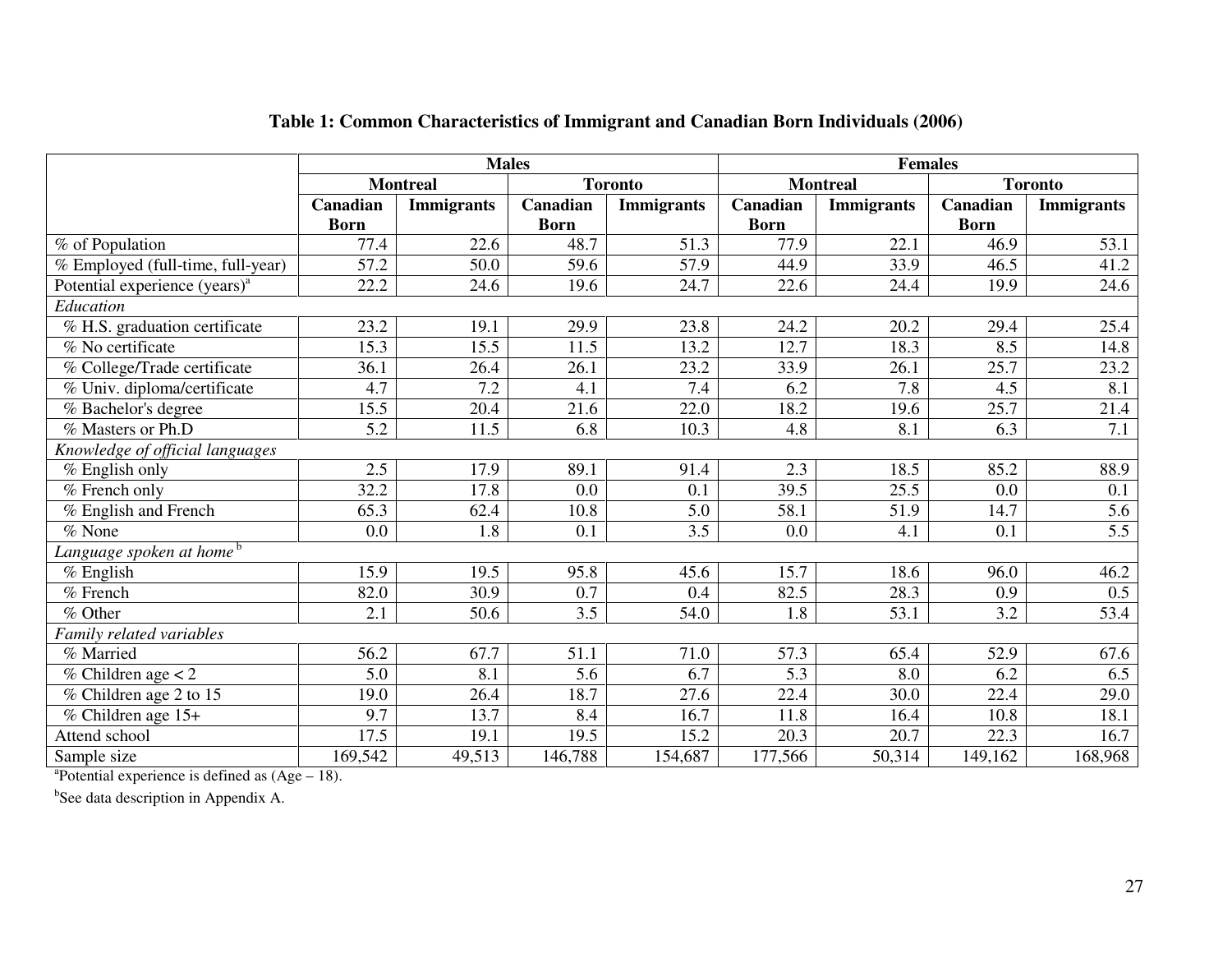**Table 1: Common Characteristics of Immigrant and Canadian Born Individuals (2006)**

| | Males | | | | Females | | | |
|---|---|---|---|---|---|---|---|---|
| | Montreal | | Toronto | | Montreal | | Toronto | |
| | Canadian Born | Immigrants | Canadian Born | Immigrants | Canadian Born | Immigrants | Canadian Born | Immigrants |
| % of Population | 77.4 | 22.6 | 48.7 | 51.3 | 77.9 | 22.1 | 46.9 | 53.1 |
| % Employed (full-time, full-year) | 57.2 | 50.0 | 59.6 | 57.9 | 44.9 | 33.9 | 46.5 | 41.2 |
| Potential experience (years)[a] | 22.2 | 24.6 | 19.6 | 24.7 | 22.6 | 24.4 | 19.9 | 24.6 |
| *Education* | | | | | | | | |
| % H.S. graduation certificate | 23.2 | 19.1 | 29.9 | 23.8 | 24.2 | 20.2 | 29.4 | 25.4 |
| % No certificate | 15.3 | 15.5 | 11.5 | 13.2 | 12.7 | 18.3 | 8.5 | 14.8 |
| % College/Trade certificate | 36.1 | 26.4 | 26.1 | 23.2 | 33.9 | 26.1 | 25.7 | 23.2 |
| % Univ. diploma/certificate | 4.7 | 7.2 | 4.1 | 7.4 | 6.2 | 7.8 | 4.5 | 8.1 |
| % Bachelor's degree | 15.5 | 20.4 | 21.6 | 22.0 | 18.2 | 19.6 | 25.7 | 21.4 |
| % Masters or Ph.D | 5.2 | 11.5 | 6.8 | 10.3 | 4.8 | 8.1 | 6.3 | 7.1 |
| *Knowledge of official languages* | | | | | | | | |
| % English only | 2.5 | 17.9 | 89.1 | 91.4 | 2.3 | 18.5 | 85.2 | 88.9 |
| % French only | 32.2 | 17.8 | 0.0 | 0.1 | 39.5 | 25.5 | 0.0 | 0.1 |
| % English and French | 65.3 | 62.4 | 10.8 | 5.0 | 58.1 | 51.9 | 14.7 | 5.6 |
| % None | 0.0 | 1.8 | 0.1 | 3.5 | 0.0 | 4.1 | 0.1 | 5.5 |
| *Language spoken at home*[b] | | | | | | | | |
| % English | 15.9 | 19.5 | 95.8 | 45.6 | 15.7 | 18.6 | 96.0 | 46.2 |
| % French | 82.0 | 30.9 | 0.7 | 0.4 | 82.5 | 28.3 | 0.9 | 0.5 |
| % Other | 2.1 | 50.6 | 3.5 | 54.0 | 1.8 | 53.1 | 3.2 | 53.4 |
| *Family related variables* | | | | | | | | |
| % Married | 56.2 | 67.7 | 51.1 | 71.0 | 57.3 | 65.4 | 52.9 | 67.6 |
| % Children age < 2 | 5.0 | 8.1 | 5.6 | 6.7 | 5.3 | 8.0 | 6.2 | 6.5 |
| % Children age 2 to 15 | 19.0 | 26.4 | 18.7 | 27.6 | 22.4 | 30.0 | 22.4 | 29.0 |
| % Children age 15+ | 9.7 | 13.7 | 8.4 | 16.7 | 11.8 | 16.4 | 10.8 | 18.1 |
| Attend school | 17.5 | 19.1 | 19.5 | 15.2 | 20.3 | 20.7 | 22.3 | 16.7 |
| Sample size | 169,542 | 49,513 | 146,788 | 154,687 | 177,566 | 50,314 | 149,162 | 168,968 |

[a]Potential experience is defined as (Age – 18).

[b]See data description in Appendix A.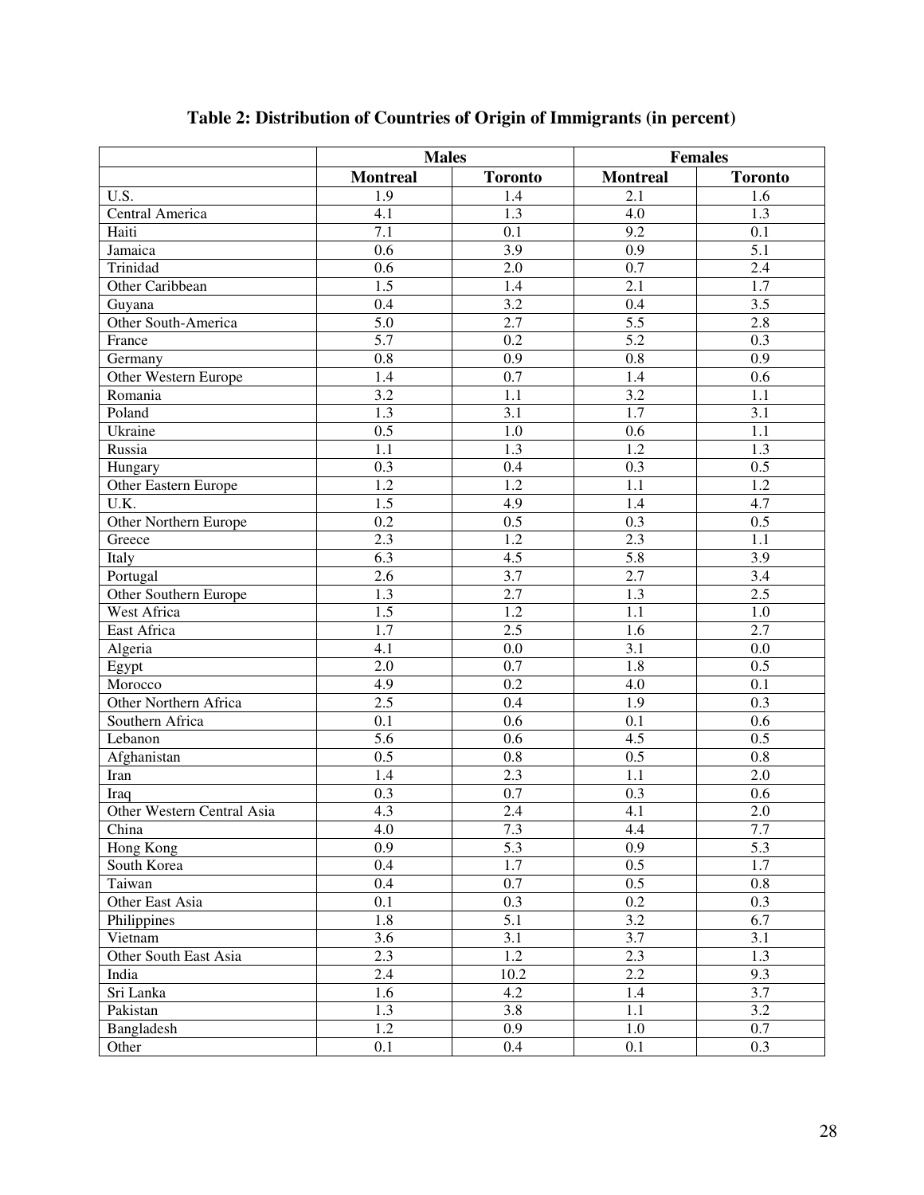**Table 2: Distribution of Countries of Origin of Immigrants (in percent)**

| | Males | | Females | |
|---|---|---|---|---|
| | **Montreal** | **Toronto** | **Montreal** | **Toronto** |
| U.S. | 1.9 | 1.4 | 2.1 | 1.6 |
| Central America | 4.1 | 1.3 | 4.0 | 1.3 |
| Haiti | 7.1 | 0.1 | 9.2 | 0.1 |
| Jamaica | 0.6 | 3.9 | 0.9 | 5.1 |
| Trinidad | 0.6 | 2.0 | 0.7 | 2.4 |
| Other Caribbean | 1.5 | 1.4 | 2.1 | 1.7 |
| Guyana | 0.4 | 3.2 | 0.4 | 3.5 |
| Other South-America | 5.0 | 2.7 | 5.5 | 2.8 |
| France | 5.7 | 0.2 | 5.2 | 0.3 |
| Germany | 0.8 | 0.9 | 0.8 | 0.9 |
| Other Western Europe | 1.4 | 0.7 | 1.4 | 0.6 |
| Romania | 3.2 | 1.1 | 3.2 | 1.1 |
| Poland | 1.3 | 3.1 | 1.7 | 3.1 |
| Ukraine | 0.5 | 1.0 | 0.6 | 1.1 |
| Russia | 1.1 | 1.3 | 1.2 | 1.3 |
| Hungary | 0.3 | 0.4 | 0.3 | 0.5 |
| Other Eastern Europe | 1.2 | 1.2 | 1.1 | 1.2 |
| U.K. | 1.5 | 4.9 | 1.4 | 4.7 |
| Other Northern Europe | 0.2 | 0.5 | 0.3 | 0.5 |
| Greece | 2.3 | 1.2 | 2.3 | 1.1 |
| Italy | 6.3 | 4.5 | 5.8 | 3.9 |
| Portugal | 2.6 | 3.7 | 2.7 | 3.4 |
| Other Southern Europe | 1.3 | 2.7 | 1.3 | 2.5 |
| West Africa | 1.5 | 1.2 | 1.1 | 1.0 |
| East Africa | 1.7 | 2.5 | 1.6 | 2.7 |
| Algeria | 4.1 | 0.0 | 3.1 | 0.0 |
| Egypt | 2.0 | 0.7 | 1.8 | 0.5 |
| Morocco | 4.9 | 0.2 | 4.0 | 0.1 |
| Other Northern Africa | 2.5 | 0.4 | 1.9 | 0.3 |
| Southern Africa | 0.1 | 0.6 | 0.1 | 0.6 |
| Lebanon | 5.6 | 0.6 | 4.5 | 0.5 |
| Afghanistan | 0.5 | 0.8 | 0.5 | 0.8 |
| Iran | 1.4 | 2.3 | 1.1 | 2.0 |
| Iraq | 0.3 | 0.7 | 0.3 | 0.6 |
| Other Western Central Asia | 4.3 | 2.4 | 4.1 | 2.0 |
| China | 4.0 | 7.3 | 4.4 | 7.7 |
| Hong Kong | 0.9 | 5.3 | 0.9 | 5.3 |
| South Korea | 0.4 | 1.7 | 0.5 | 1.7 |
| Taiwan | 0.4 | 0.7 | 0.5 | 0.8 |
| Other East Asia | 0.1 | 0.3 | 0.2 | 0.3 |
| Philippines | 1.8 | 5.1 | 3.2 | 6.7 |
| Vietnam | 3.6 | 3.1 | 3.7 | 3.1 |
| Other South East Asia | 2.3 | 1.2 | 2.3 | 1.3 |
| India | 2.4 | 10.2 | 2.2 | 9.3 |
| Sri Lanka | 1.6 | 4.2 | 1.4 | 3.7 |
| Pakistan | 1.3 | 3.8 | 1.1 | 3.2 |
| Bangladesh | 1.2 | 0.9 | 1.0 | 0.7 |
| Other | 0.1 | 0.4 | 0.1 | 0.3 |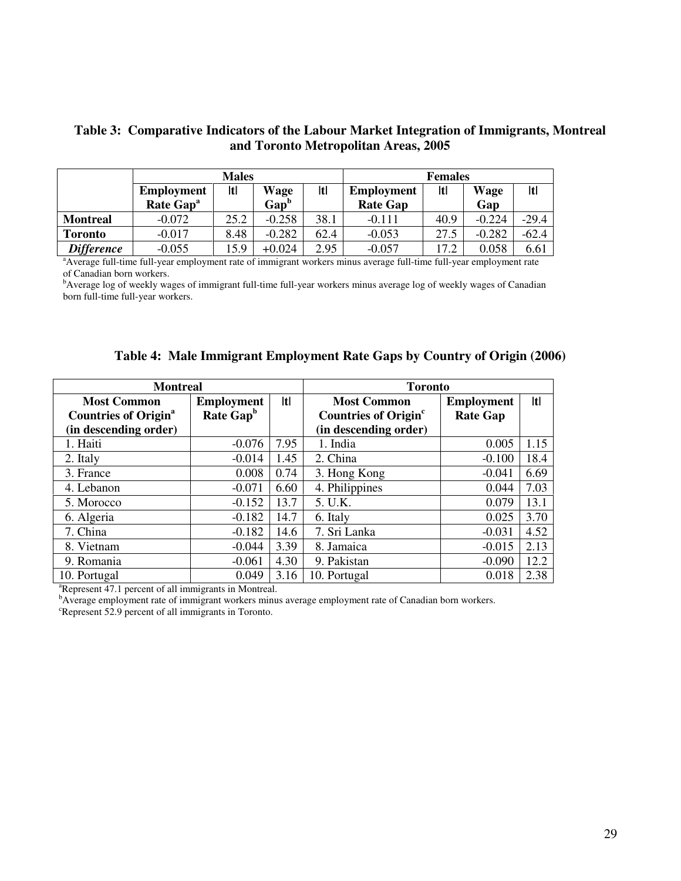**Table 3: Comparative Indicators of the Labour Market Integration of Immigrants, Montreal and Toronto Metropolitan Areas, 2005**

| | Males | | | | Females | | | |
|---|---|---|---|---|---|---|---|---|
| | Employment Rate Gap[a] | \|t\| | Wage Gap[b] | \|t\| | Employment Rate Gap | \|t\| | Wage Gap | \|t\| |
| **Montreal** | -0.072 | 25.2 | -0.258 | 38.1 | -0.111 | 40.9 | -0.224 | -29.4 |
| **Toronto** | -0.017 | 8.48 | -0.282 | 62.4 | -0.053 | 27.5 | -0.282 | -62.4 |
| ***Difference*** | -0.055 | 15.9 | +0.024 | 2.95 | -0.057 | 17.2 | 0.058 | 6.61 |

[a]Average full-time full-year employment rate of immigrant workers minus average full-time full-year employment rate of Canadian born workers.
[b]Average log of weekly wages of immigrant full-time full-year workers minus average log of weekly wages of Canadian born full-time full-year workers.

**Table 4: Male Immigrant Employment Rate Gaps by Country of Origin (2006)**

| Montreal | | | Toronto | | |
|---|---|---|---|---|---|
| Most Common Countries of Origin[a] (in descending order) | Employment Rate Gap[b] | \|t\| | Most Common Countries of Origin[c] (in descending order) | Employment Rate Gap | \|t\| |
| 1. Haiti | -0.076 | 7.95 | 1. India | 0.005 | 1.15 |
| 2. Italy | -0.014 | 1.45 | 2. China | -0.100 | 18.4 |
| 3. France | 0.008 | 0.74 | 3. Hong Kong | -0.041 | 6.69 |
| 4. Lebanon | -0.071 | 6.60 | 4. Philippines | 0.044 | 7.03 |
| 5. Morocco | -0.152 | 13.7 | 5. U.K. | 0.079 | 13.1 |
| 6. Algeria | -0.182 | 14.7 | 6. Italy | 0.025 | 3.70 |
| 7. China | -0.182 | 14.6 | 7. Sri Lanka | -0.031 | 4.52 |
| 8. Vietnam | -0.044 | 3.39 | 8. Jamaica | -0.015 | 2.13 |
| 9. Romania | -0.061 | 4.30 | 9. Pakistan | -0.090 | 12.2 |
| 10. Portugal | 0.049 | 3.16 | 10. Portugal | 0.018 | 2.38 |

[a]Represent 47.1 percent of all immigrants in Montreal.
[b]Average employment rate of immigrant workers minus average employment rate of Canadian born workers.
[c]Represent 52.9 percent of all immigrants in Toronto.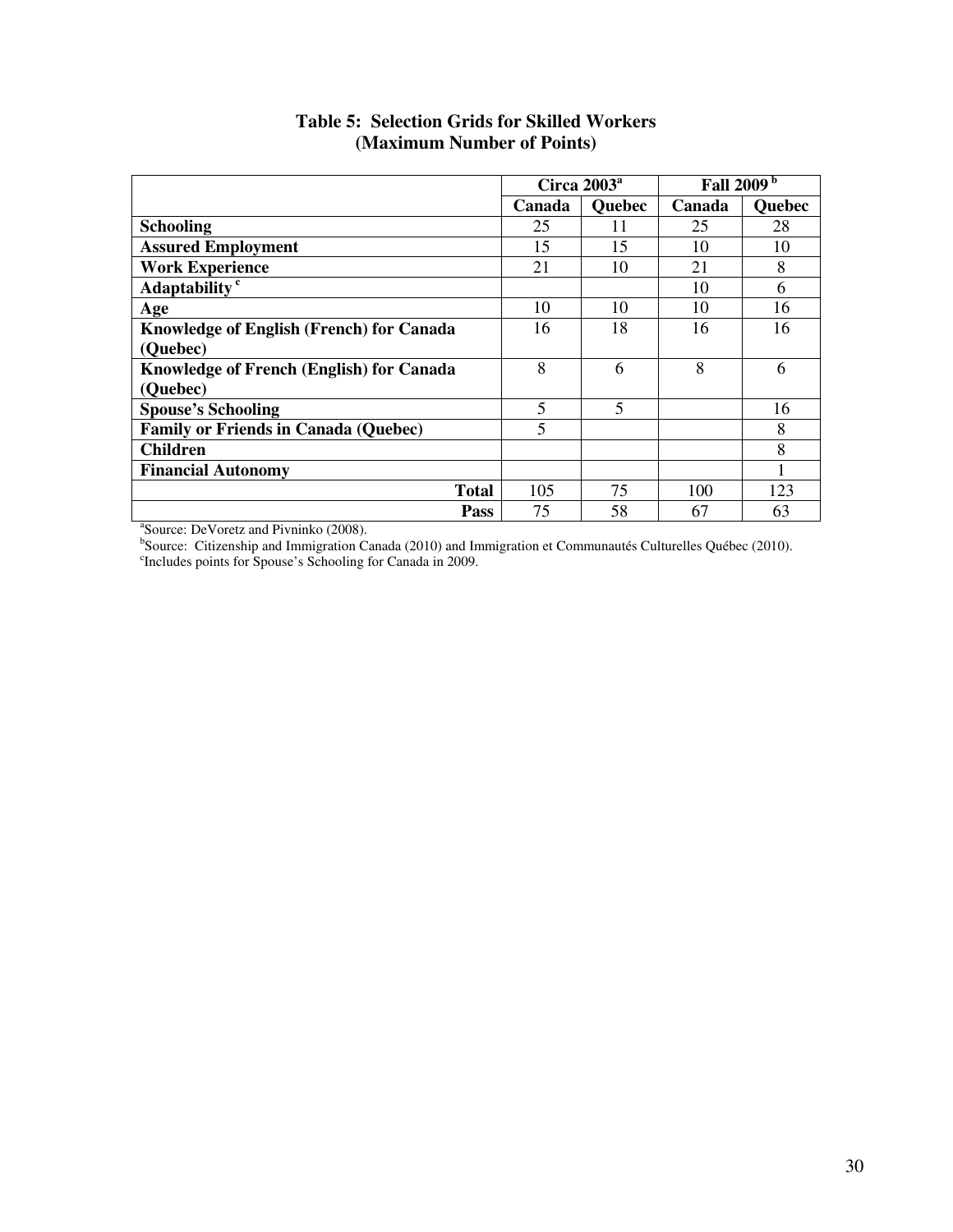**Table 5: Selection Grids for Skilled Workers (Maximum Number of Points)**

| | Circa 2003[a] | | Fall 2009[b] | |
|---|---|---|---|---|
| | **Canada** | **Quebec** | **Canada** | **Quebec** |
| **Schooling** | 25 | 11 | 25 | 28 |
| **Assured Employment** | 15 | 15 | 10 | 10 |
| **Work Experience** | 21 | 10 | 21 | 8 |
| **Adaptability**[c] | | | 10 | 6 |
| **Age** | 10 | 10 | 10 | 16 |
| **Knowledge of English (French) for Canada (Quebec)** | 16 | 18 | 16 | 16 |
| **Knowledge of French (English) for Canada (Quebec)** | 8 | 6 | 8 | 6 |
| **Spouse's Schooling** | 5 | 5 | | 16 |
| **Family or Friends in Canada (Quebec)** | 5 | | | 8 |
| **Children** | | | | 8 |
| **Financial Autonomy** | | | | 1 |
| **Total** | 105 | 75 | 100 | 123 |
| **Pass** | 75 | 58 | 67 | 63 |

[a]Source: DeVoretz and Pivninko (2008).
[b]Source: Citizenship and Immigration Canada (2010) and Immigration et Communautés Culturelles Québec (2010).
[c]Includes points for Spouse's Schooling for Canada in 2009.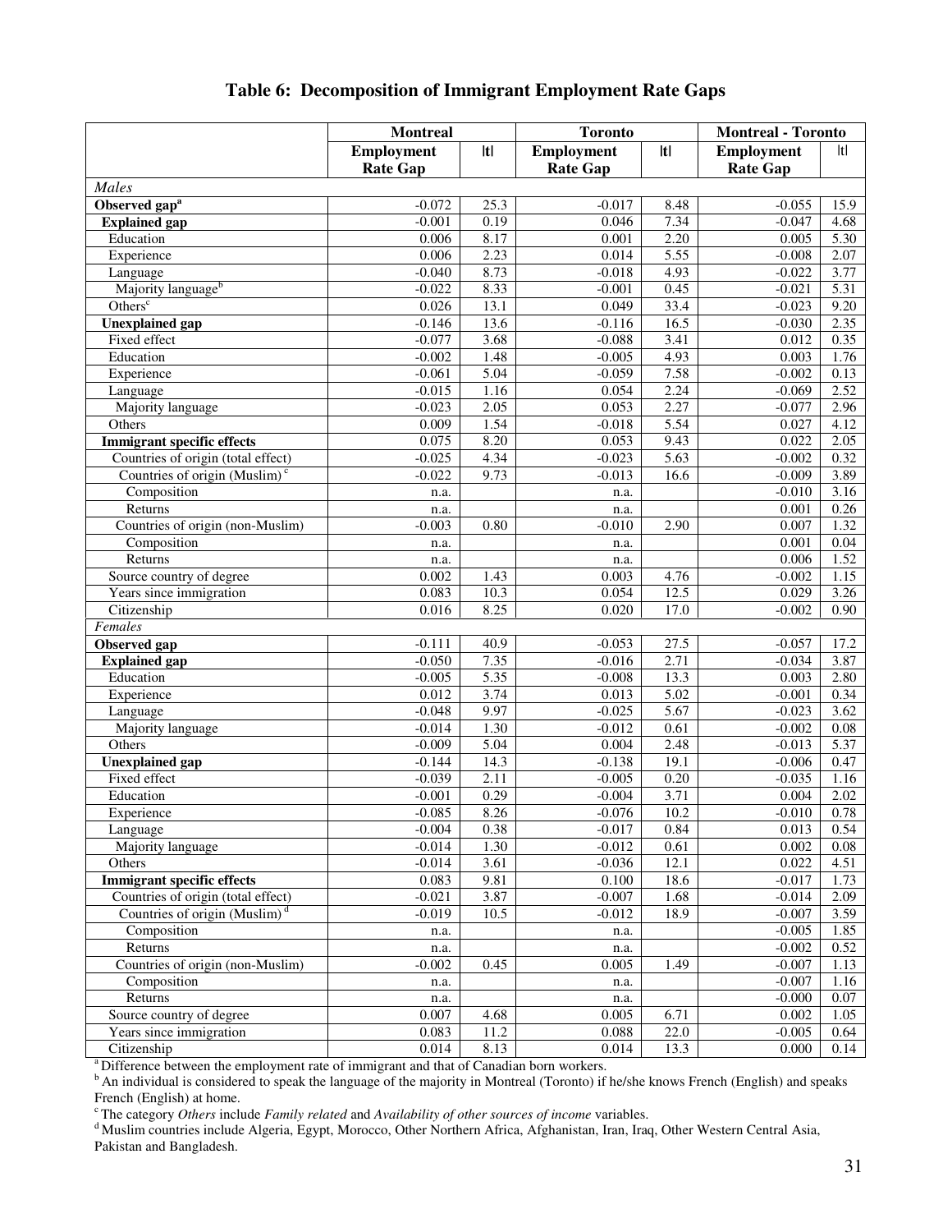## Table 6: Decomposition of Immigrant Employment Rate Gaps

| | Montreal | | Toronto | | Montreal - Toronto | |
|---|---|---|---|---|---|---|
| | Employment Rate Gap | \|t\| | Employment Rate Gap | \|t\| | Employment Rate Gap | \|t\| |
| *Males* | | | | | | |
| **Observed gap**[a] | -0.072 | 25.3 | -0.017 | 8.48 | -0.055 | 15.9 |
| **Explained gap** | -0.001 | 0.19 | 0.046 | 7.34 | -0.047 | 4.68 |
| Education | 0.006 | 8.17 | 0.001 | 2.20 | 0.005 | 5.30 |
| Experience | 0.006 | 2.23 | 0.014 | 5.55 | -0.008 | 2.07 |
| Language | -0.040 | 8.73 | -0.018 | 4.93 | -0.022 | 3.77 |
| Majority language[b] | -0.022 | 8.33 | -0.001 | 0.45 | -0.021 | 5.31 |
| Others[c] | 0.026 | 13.1 | 0.049 | 33.4 | -0.023 | 9.20 |
| **Unexplained gap** | -0.146 | 13.6 | -0.116 | 16.5 | -0.030 | 2.35 |
| Fixed effect | -0.077 | 3.68 | -0.088 | 3.41 | 0.012 | 0.35 |
| Education | -0.002 | 1.48 | -0.005 | 4.93 | 0.003 | 1.76 |
| Experience | -0.061 | 5.04 | -0.059 | 7.58 | -0.002 | 0.13 |
| Language | -0.015 | 1.16 | 0.054 | 2.24 | -0.069 | 2.52 |
| Majority language | -0.023 | 2.05 | 0.053 | 2.27 | -0.077 | 2.96 |
| Others | 0.009 | 1.54 | -0.018 | 5.54 | 0.027 | 4.12 |
| **Immigrant specific effects** | 0.075 | 8.20 | 0.053 | 9.43 | 0.022 | 2.05 |
| Countries of origin (total effect) | -0.025 | 4.34 | -0.023 | 5.63 | -0.002 | 0.32 |
| Countries of origin (Muslim)[c] | -0.022 | 9.73 | -0.013 | 16.6 | -0.009 | 3.89 |
| Composition | n.a. | | n.a. | | -0.010 | 3.16 |
| Returns | n.a. | | n.a. | | 0.001 | 0.26 |
| Countries of origin (non-Muslim) | -0.003 | 0.80 | -0.010 | 2.90 | 0.007 | 1.32 |
| Composition | n.a. | | n.a. | | 0.001 | 0.04 |
| Returns | n.a. | | n.a. | | 0.006 | 1.52 |
| Source country of degree | 0.002 | 1.43 | 0.003 | 4.76 | -0.002 | 1.15 |
| Years since immigration | 0.083 | 10.3 | 0.054 | 12.5 | 0.029 | 3.26 |
| Citizenship | 0.016 | 8.25 | 0.020 | 17.0 | -0.002 | 0.90 |
| *Females* | | | | | | |
| **Observed gap** | -0.111 | 40.9 | -0.053 | 27.5 | -0.057 | 17.2 |
| **Explained gap** | -0.050 | 7.35 | -0.016 | 2.71 | -0.034 | 3.87 |
| Education | -0.005 | 5.35 | -0.008 | 13.3 | 0.003 | 2.80 |
| Experience | 0.012 | 3.74 | 0.013 | 5.02 | -0.001 | 0.34 |
| Language | -0.048 | 9.97 | -0.025 | 5.67 | -0.023 | 3.62 |
| Majority language | -0.014 | 1.30 | -0.012 | 0.61 | -0.002 | 0.08 |
| Others | -0.009 | 5.04 | 0.004 | 2.48 | -0.013 | 5.37 |
| **Unexplained gap** | -0.144 | 14.3 | -0.138 | 19.1 | -0.006 | 0.47 |
| Fixed effect | -0.039 | 2.11 | -0.005 | 0.20 | -0.035 | 1.16 |
| Education | -0.001 | 0.29 | -0.004 | 3.71 | 0.004 | 2.02 |
| Experience | -0.085 | 8.26 | -0.076 | 10.2 | -0.010 | 0.78 |
| Language | -0.004 | 0.38 | -0.017 | 0.84 | 0.013 | 0.54 |
| Majority language | -0.014 | 1.30 | -0.012 | 0.61 | 0.002 | 0.08 |
| Others | -0.014 | 3.61 | -0.036 | 12.1 | 0.022 | 4.51 |
| **Immigrant specific effects** | 0.083 | 9.81 | 0.100 | 18.6 | -0.017 | 1.73 |
| Countries of origin (total effect) | -0.021 | 3.87 | -0.007 | 1.68 | -0.014 | 2.09 |
| Countries of origin (Muslim)[d] | -0.019 | 10.5 | -0.012 | 18.9 | -0.007 | 3.59 |
| Composition | n.a. | | n.a. | | -0.005 | 1.85 |
| Returns | n.a. | | n.a. | | -0.002 | 0.52 |
| Countries of origin (non-Muslim) | -0.002 | 0.45 | 0.005 | 1.49 | -0.007 | 1.13 |
| Composition | n.a. | | n.a. | | -0.007 | 1.16 |
| Returns | n.a. | | n.a. | | -0.000 | 0.07 |
| Source country of degree | 0.007 | 4.68 | 0.005 | 6.71 | 0.002 | 1.05 |
| Years since immigration | 0.083 | 11.2 | 0.088 | 22.0 | -0.005 | 0.64 |
| Citizenship | 0.014 | 8.13 | 0.014 | 13.3 | 0.000 | 0.14 |

[a] Difference between the employment rate of immigrant and that of Canadian born workers.
[b] An individual is considered to speak the language of the majority in Montreal (Toronto) if he/she knows French (English) and speaks French (English) at home.
[c] The category *Others* include *Family related* and *Availability of other sources of income* variables.
[d] Muslim countries include Algeria, Egypt, Morocco, Other Northern Africa, Afghanistan, Iran, Iraq, Other Western Central Asia, Pakistan and Bangladesh.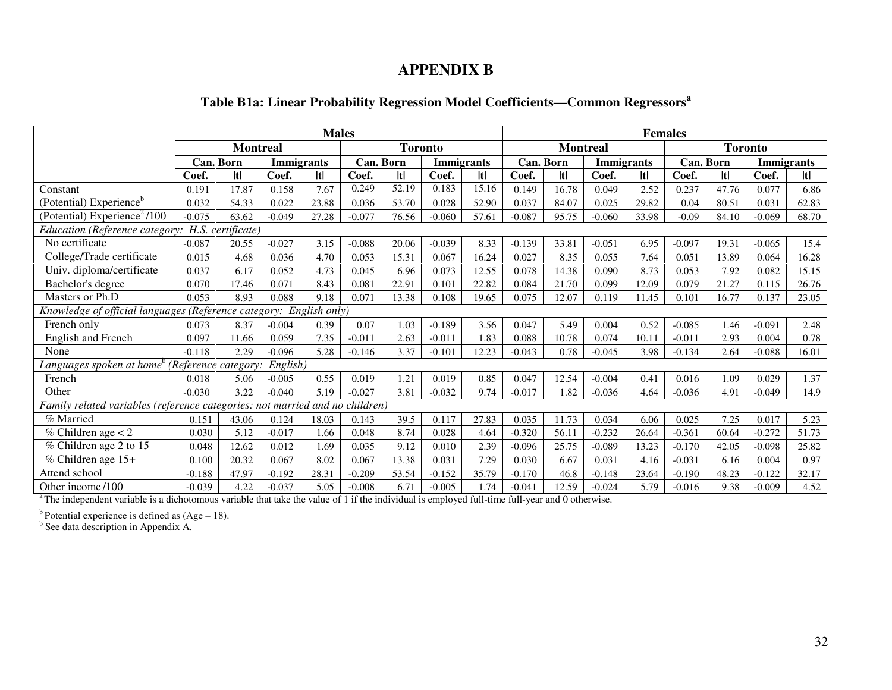# APPENDIX B

## Table B1a: Linear Probability Regression Model Coefficients—Common Regressors[a]

| | Males | | | | | | | | Females | | | | | | | |
|---|---|---|---|---|---|---|---|---|---|---|---|---|---|---|---|---|
| | Montreal | | | | Toronto | | | | Montreal | | | | Toronto | | | |
| | Can. Born | | Immigrants | | Can. Born | | Immigrants | | Can. Born | | Immigrants | | Can. Born | | Immigrants | |
| | Coef. | \|t\| | Coef. | \|t\| | Coef. | \|t\| | Coef. | \|t\| | Coef. | \|t\| | Coef. | \|t\| | Coef. | \|t\| | Coef. | \|t\| |
| Constant | 0.191 | 17.87 | 0.158 | 7.67 | 0.249 | 52.19 | 0.183 | 15.16 | 0.149 | 16.78 | 0.049 | 2.52 | 0.237 | 47.76 | 0.077 | 6.86 |
| (Potential) Experience[b] | 0.032 | 54.33 | 0.022 | 23.88 | 0.036 | 53.70 | 0.028 | 52.90 | 0.037 | 84.07 | 0.025 | 29.82 | 0.04 | 80.51 | 0.031 | 62.83 |
| (Potential) Experience$^2$/100 | -0.075 | 63.62 | -0.049 | 27.28 | -0.077 | 76.56 | -0.060 | 57.61 | -0.087 | 95.75 | -0.060 | 33.98 | -0.09 | 84.10 | -0.069 | 68.70 |
| *Education (Reference category: H.S. certificate)* | | | | | | | | | | | | | | | | |
| No certificate | -0.087 | 20.55 | -0.027 | 3.15 | -0.088 | 20.06 | -0.039 | 8.33 | -0.139 | 33.81 | -0.051 | 6.95 | -0.097 | 19.31 | -0.065 | 15.4 |
| College/Trade certificate | 0.015 | 4.68 | 0.036 | 4.70 | 0.053 | 15.31 | 0.067 | 16.24 | 0.027 | 8.35 | 0.055 | 7.64 | 0.051 | 13.89 | 0.064 | 16.28 |
| Univ. diploma/certificate | 0.037 | 6.17 | 0.052 | 4.73 | 0.045 | 6.96 | 0.073 | 12.55 | 0.078 | 14.38 | 0.090 | 8.73 | 0.053 | 7.92 | 0.082 | 15.15 |
| Bachelor's degree | 0.070 | 17.46 | 0.071 | 8.43 | 0.081 | 22.91 | 0.101 | 22.82 | 0.084 | 21.70 | 0.099 | 12.09 | 0.079 | 21.27 | 0.115 | 26.76 |
| Masters or Ph.D | 0.053 | 8.93 | 0.088 | 9.18 | 0.071 | 13.38 | 0.108 | 19.65 | 0.075 | 12.07 | 0.119 | 11.45 | 0.101 | 16.77 | 0.137 | 23.05 |
| *Knowledge of official languages (Reference category: English only)* | | | | | | | | | | | | | | | | |
| French only | 0.073 | 8.37 | -0.004 | 0.39 | 0.07 | 1.03 | -0.189 | 3.56 | 0.047 | 5.49 | 0.004 | 0.52 | -0.085 | 1.46 | -0.091 | 2.48 |
| English and French | 0.097 | 11.66 | 0.059 | 7.35 | -0.011 | 2.63 | -0.011 | 1.83 | 0.088 | 10.78 | 0.074 | 10.11 | -0.011 | 2.93 | 0.004 | 0.78 |
| None | -0.118 | 2.29 | -0.096 | 5.28 | -0.146 | 3.37 | -0.101 | 12.23 | -0.043 | 0.78 | -0.045 | 3.98 | -0.134 | 2.64 | -0.088 | 16.01 |
| *Languages spoken at home[b] (Reference category: English)* | | | | | | | | | | | | | | | | |
| French | 0.018 | 5.06 | -0.005 | 0.55 | 0.019 | 1.21 | 0.019 | 0.85 | 0.047 | 12.54 | -0.004 | 0.41 | 0.016 | 1.09 | 0.029 | 1.37 |
| Other | -0.030 | 3.22 | -0.040 | 5.19 | -0.027 | 3.81 | -0.032 | 9.74 | -0.017 | 1.82 | -0.036 | 4.64 | -0.036 | 4.91 | -0.049 | 14.9 |
| *Family related variables (reference categories: not married and no children)* | | | | | | | | | | | | | | | | |
| % Married | 0.151 | 43.06 | 0.124 | 18.03 | 0.143 | 39.5 | 0.117 | 27.83 | 0.035 | 11.73 | 0.034 | 6.06 | 0.025 | 7.25 | 0.017 | 5.23 |
| % Children age < 2 | 0.030 | 5.12 | -0.017 | 1.66 | 0.048 | 8.74 | 0.028 | 4.64 | -0.320 | 56.11 | -0.232 | 26.64 | -0.361 | 60.64 | -0.272 | 51.73 |
| % Children age 2 to 15 | 0.048 | 12.62 | 0.012 | 1.69 | 0.035 | 9.12 | 0.010 | 2.39 | -0.096 | 25.75 | -0.089 | 13.23 | -0.170 | 42.05 | -0.098 | 25.82 |
| % Children age 15+ | 0.100 | 20.32 | 0.067 | 8.02 | 0.067 | 13.38 | 0.031 | 7.29 | 0.030 | 6.67 | 0.031 | 4.16 | -0.031 | 6.16 | 0.004 | 0.97 |
| Attend school | -0.188 | 47.97 | -0.192 | 28.31 | -0.209 | 53.54 | -0.152 | 35.79 | -0.170 | 46.8 | -0.148 | 23.64 | -0.190 | 48.23 | -0.122 | 32.17 |
| Other income /100 | -0.039 | 4.22 | -0.037 | 5.05 | -0.008 | 6.71 | -0.005 | 1.74 | -0.041 | 12.59 | -0.024 | 5.79 | -0.016 | 9.38 | -0.009 | 4.52 |

[a] The independent variable is a dichotomous variable that take the value of 1 if the individual is employed full-time full-year and 0 otherwise.

[b] Potential experience is defined as (Age – 18).

[b] See data description in Appendix A.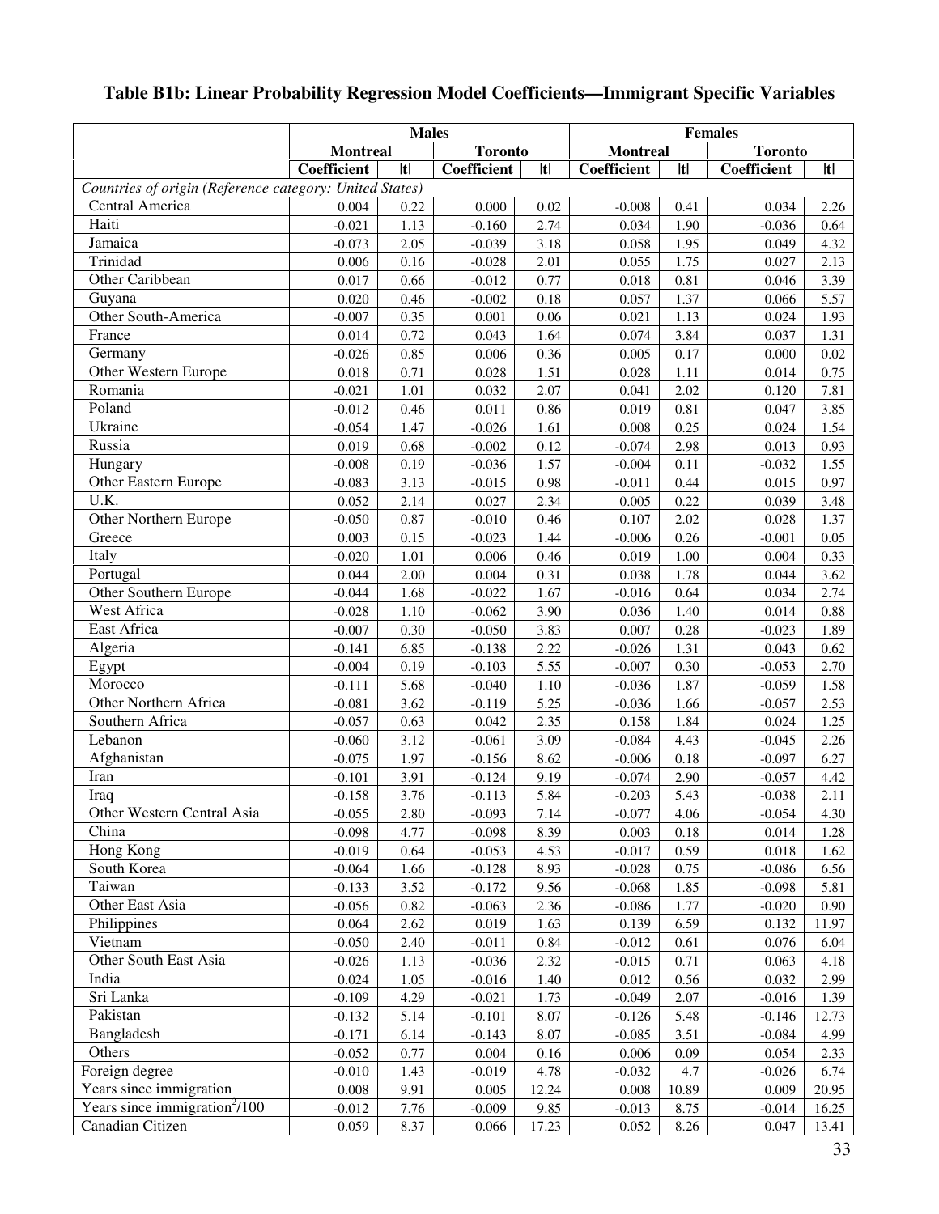**Table B1b: Linear Probability Regression Model Coefficients—Immigrant Specific Variables**

| | Males | | | | Females | | | |
|---|---|---|---|---|---|---|---|---|
| | Montreal | | Toronto | | Montreal | | Toronto | |
| | Coefficient | \|t\| | Coefficient | \|t\| | Coefficient | \|t\| | Coefficient | \|t\| |
| *Countries of origin (Reference category: United States)* | | | | | | | | |
| Central America | 0.004 | 0.22 | 0.000 | 0.02 | -0.008 | 0.41 | 0.034 | 2.26 |
| Haiti | -0.021 | 1.13 | -0.160 | 2.74 | 0.034 | 1.90 | -0.036 | 0.64 |
| Jamaica | -0.073 | 2.05 | -0.039 | 3.18 | 0.058 | 1.95 | 0.049 | 4.32 |
| Trinidad | 0.006 | 0.16 | -0.028 | 2.01 | 0.055 | 1.75 | 0.027 | 2.13 |
| Other Caribbean | 0.017 | 0.66 | -0.012 | 0.77 | 0.018 | 0.81 | 0.046 | 3.39 |
| Guyana | 0.020 | 0.46 | -0.002 | 0.18 | 0.057 | 1.37 | 0.066 | 5.57 |
| Other South-America | -0.007 | 0.35 | 0.001 | 0.06 | 0.021 | 1.13 | 0.024 | 1.93 |
| France | 0.014 | 0.72 | 0.043 | 1.64 | 0.074 | 3.84 | 0.037 | 1.31 |
| Germany | -0.026 | 0.85 | 0.006 | 0.36 | 0.005 | 0.17 | 0.000 | 0.02 |
| Other Western Europe | 0.018 | 0.71 | 0.028 | 1.51 | 0.028 | 1.11 | 0.014 | 0.75 |
| Romania | -0.021 | 1.01 | 0.032 | 2.07 | 0.041 | 2.02 | 0.120 | 7.81 |
| Poland | -0.012 | 0.46 | 0.011 | 0.86 | 0.019 | 0.81 | 0.047 | 3.85 |
| Ukraine | -0.054 | 1.47 | -0.026 | 1.61 | 0.008 | 0.25 | 0.024 | 1.54 |
| Russia | 0.019 | 0.68 | -0.002 | 0.12 | -0.074 | 2.98 | 0.013 | 0.93 |
| Hungary | -0.008 | 0.19 | -0.036 | 1.57 | -0.004 | 0.11 | -0.032 | 1.55 |
| Other Eastern Europe | -0.083 | 3.13 | -0.015 | 0.98 | -0.011 | 0.44 | 0.015 | 0.97 |
| U.K. | 0.052 | 2.14 | 0.027 | 2.34 | 0.005 | 0.22 | 0.039 | 3.48 |
| Other Northern Europe | -0.050 | 0.87 | -0.010 | 0.46 | 0.107 | 2.02 | 0.028 | 1.37 |
| Greece | 0.003 | 0.15 | -0.023 | 1.44 | -0.006 | 0.26 | -0.001 | 0.05 |
| Italy | -0.020 | 1.01 | 0.006 | 0.46 | 0.019 | 1.00 | 0.004 | 0.33 |
| Portugal | 0.044 | 2.00 | 0.004 | 0.31 | 0.038 | 1.78 | 0.044 | 3.62 |
| Other Southern Europe | -0.044 | 1.68 | -0.022 | 1.67 | -0.016 | 0.64 | 0.034 | 2.74 |
| West Africa | -0.028 | 1.10 | -0.062 | 3.90 | 0.036 | 1.40 | 0.014 | 0.88 |
| East Africa | -0.007 | 0.30 | -0.050 | 3.83 | 0.007 | 0.28 | -0.023 | 1.89 |
| Algeria | -0.141 | 6.85 | -0.138 | 2.22 | -0.026 | 1.31 | 0.043 | 0.62 |
| Egypt | -0.004 | 0.19 | -0.103 | 5.55 | -0.007 | 0.30 | -0.053 | 2.70 |
| Morocco | -0.111 | 5.68 | -0.040 | 1.10 | -0.036 | 1.87 | -0.059 | 1.58 |
| Other Northern Africa | -0.081 | 3.62 | -0.119 | 5.25 | -0.036 | 1.66 | -0.057 | 2.53 |
| Southern Africa | -0.057 | 0.63 | 0.042 | 2.35 | 0.158 | 1.84 | 0.024 | 1.25 |
| Lebanon | -0.060 | 3.12 | -0.061 | 3.09 | -0.084 | 4.43 | -0.045 | 2.26 |
| Afghanistan | -0.075 | 1.97 | -0.156 | 8.62 | -0.006 | 0.18 | -0.097 | 6.27 |
| Iran | -0.101 | 3.91 | -0.124 | 9.19 | -0.074 | 2.90 | -0.057 | 4.42 |
| Iraq | -0.158 | 3.76 | -0.113 | 5.84 | -0.203 | 5.43 | -0.038 | 2.11 |
| Other Western Central Asia | -0.055 | 2.80 | -0.093 | 7.14 | -0.077 | 4.06 | -0.054 | 4.30 |
| China | -0.098 | 4.77 | -0.098 | 8.39 | 0.003 | 0.18 | 0.014 | 1.28 |
| Hong Kong | -0.019 | 0.64 | -0.053 | 4.53 | -0.017 | 0.59 | 0.018 | 1.62 |
| South Korea | -0.064 | 1.66 | -0.128 | 8.93 | -0.028 | 0.75 | -0.086 | 6.56 |
| Taiwan | -0.133 | 3.52 | -0.172 | 9.56 | -0.068 | 1.85 | -0.098 | 5.81 |
| Other East Asia | -0.056 | 0.82 | -0.063 | 2.36 | -0.086 | 1.77 | -0.020 | 0.90 |
| Philippines | 0.064 | 2.62 | 0.019 | 1.63 | 0.139 | 6.59 | 0.132 | 11.97 |
| Vietnam | -0.050 | 2.40 | -0.011 | 0.84 | -0.012 | 0.61 | 0.076 | 6.04 |
| Other South East Asia | -0.026 | 1.13 | -0.036 | 2.32 | -0.015 | 0.71 | 0.063 | 4.18 |
| India | 0.024 | 1.05 | -0.016 | 1.40 | 0.012 | 0.56 | 0.032 | 2.99 |
| Sri Lanka | -0.109 | 4.29 | -0.021 | 1.73 | -0.049 | 2.07 | -0.016 | 1.39 |
| Pakistan | -0.132 | 5.14 | -0.101 | 8.07 | -0.126 | 5.48 | -0.146 | 12.73 |
| Bangladesh | -0.171 | 6.14 | -0.143 | 8.07 | -0.085 | 3.51 | -0.084 | 4.99 |
| Others | -0.052 | 0.77 | 0.004 | 0.16 | 0.006 | 0.09 | 0.054 | 2.33 |
| Foreign degree | -0.010 | 1.43 | -0.019 | 4.78 | -0.032 | 4.7 | -0.026 | 6.74 |
| Years since immigration | 0.008 | 9.91 | 0.005 | 12.24 | 0.008 | 10.89 | 0.009 | 20.95 |
| Years since immigration$^2$/100 | -0.012 | 7.76 | -0.009 | 9.85 | -0.013 | 8.75 | -0.014 | 16.25 |
| Canadian Citizen | 0.059 | 8.37 | 0.066 | 17.23 | 0.052 | 8.26 | 0.047 | 13.41 |